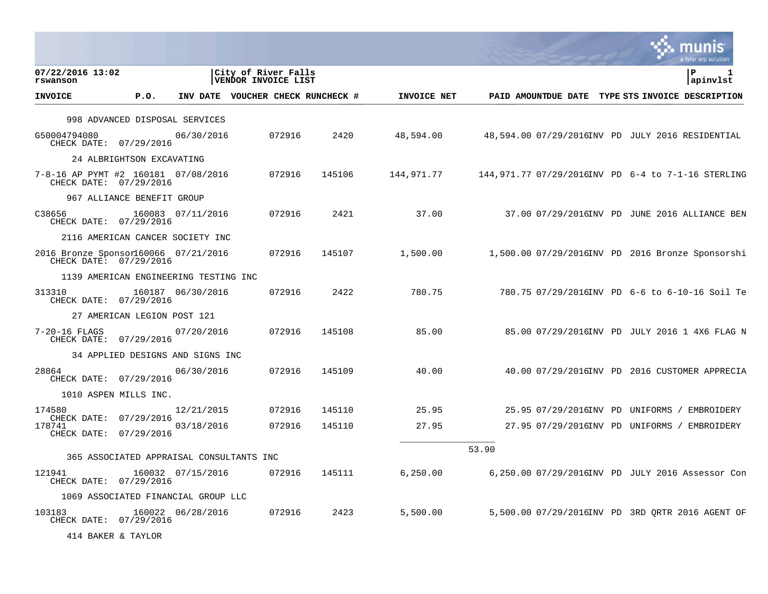07/22/2016 13:02
rswanson

City of River Falls
VENDOR INVOICE LIST

apinvlst

| INVOICE | P.O. | INV DATE | VOUCHER | CHECK RUN | CHECK # | INVOICE NET | PAID AMOUNT | DUE DATE | TYPE | STS | INVOICE DESCRIPTION |
|---|---|---|---|---|---|---|---|---|---|---|---|
| 998 ADVANCED DISPOSAL SERVICES | | | | | | | | | | | |
| G50004794080 CHECK DATE: 07/29/2016 | | 06/30/2016 | | 072916 | 2420 | 48,594.00 | 48,594.00 | 07/29/2016 | INV | PD | JULY 2016 RESIDENTIAL |
| 24 ALBRIGHTSON EXCAVATING | | | | | | | | | | | |
| 7-8-16 AP PYMT #2 CHECK DATE: 07/29/2016 | 160181 | 07/08/2016 | | 072916 | 145106 | 144,971.77 | 144,971.77 | 07/29/2016 | INV | PD | 6-4 to 7-1-16 STERLING |
| 967 ALLIANCE BENEFIT GROUP | | | | | | | | | | | |
| C38656 CHECK DATE: 07/29/2016 | 160083 | 07/11/2016 | | 072916 | 2421 | 37.00 | 37.00 | 07/29/2016 | INV | PD | JUNE 2016 ALLIANCE BEN |
| 2116 AMERICAN CANCER SOCIETY INC | | | | | | | | | | | |
| 2016 Bronze Sponsor CHECK DATE: 07/29/2016 | 160066 | 07/21/2016 | | 072916 | 145107 | 1,500.00 | 1,500.00 | 07/29/2016 | INV | PD | 2016 Bronze Sponsorshi |
| 1139 AMERICAN ENGINEERING TESTING INC | | | | | | | | | | | |
| 313310 CHECK DATE: 07/29/2016 | 160187 | 06/30/2016 | | 072916 | 2422 | 780.75 | 780.75 | 07/29/2016 | INV | PD | 6-6 to 6-10-16 Soil Te |
| 27 AMERICAN LEGION POST 121 | | | | | | | | | | | |
| 7-20-16 FLAGS CHECK DATE: 07/29/2016 | | 07/20/2016 | | 072916 | 145108 | 85.00 | 85.00 | 07/29/2016 | INV | PD | JULY 2016 1 4X6 FLAG N |
| 34 APPLIED DESIGNS AND SIGNS INC | | | | | | | | | | | |
| 28864 CHECK DATE: 07/29/2016 | | 06/30/2016 | | 072916 | 145109 | 40.00 | 40.00 | 07/29/2016 | INV | PD | 2016 CUSTOMER APPRECIA |
| 1010 ASPEN MILLS INC. | | | | | | | | | | | |
| 174580 CHECK DATE: 07/29/2016 | | 12/21/2015 | | 072916 | 145110 | 25.95 | 25.95 | 07/29/2016 | INV | PD | UNIFORMS / EMBROIDERY |
| 178741 CHECK DATE: 07/29/2016 | | 03/18/2016 | | 072916 | 145110 | 27.95 | 27.95 | 07/29/2016 | INV | PD | UNIFORMS / EMBROIDERY |
| | | | | | | 53.90 | | | | | |
| 365 ASSOCIATED APPRAISAL CONSULTANTS INC | | | | | | | | | | | |
| 121941 CHECK DATE: 07/29/2016 | 160032 | 07/15/2016 | | 072916 | 145111 | 6,250.00 | 6,250.00 | 07/29/2016 | INV | PD | JULY 2016 Assessor Con |
| 1069 ASSOCIATED FINANCIAL GROUP LLC | | | | | | | | | | | |
| 103183 CHECK DATE: 07/29/2016 | 160022 | 06/28/2016 | | 072916 | 2423 | 5,500.00 | 5,500.00 | 07/29/2016 | INV | PD | 3RD QRTR 2016 AGENT OF |
| 414 BAKER & TAYLOR | | | | | | | | | | | |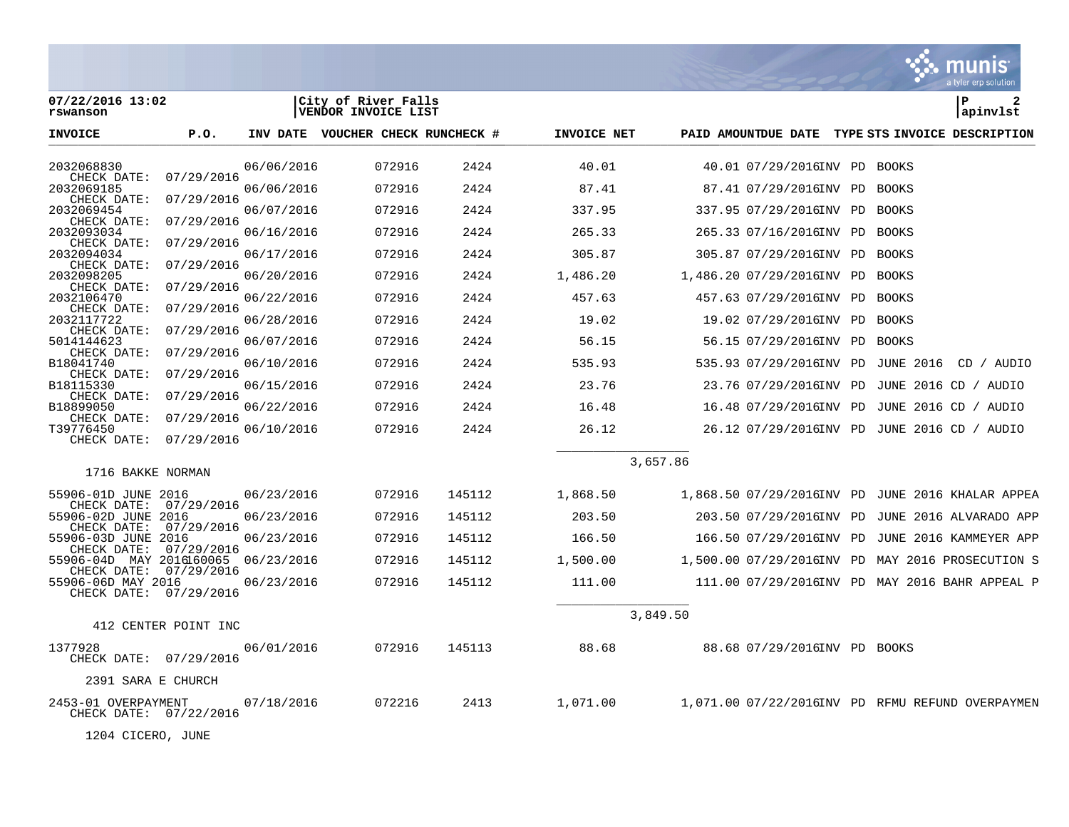07/22/2016 13:02
rswanson

City of River Falls
VENDOR INVOICE LIST

apinvlst

| INVOICE | P.O. | INV DATE | VOUCHER | CHECK RUN | CHECK # | INVOICE NET | PAID AMOUNT | DUE DATE | TYPE | STS | INVOICE DESCRIPTION |
|---|---|---|---|---|---|---|---|---|---|---|---|
| 2032068830 CHECK DATE: 07/29/2016 | | 06/06/2016 | | 072916 | 2424 | 40.01 | 40.01 | 07/29/2016 | INV | PD | BOOKS |
| 2032069185 CHECK DATE: 07/29/2016 | | 06/06/2016 | | 072916 | 2424 | 87.41 | 87.41 | 07/29/2016 | INV | PD | BOOKS |
| 2032069454 CHECK DATE: 07/29/2016 | | 06/07/2016 | | 072916 | 2424 | 337.95 | 337.95 | 07/29/2016 | INV | PD | BOOKS |
| 2032093034 CHECK DATE: 07/29/2016 | | 06/16/2016 | | 072916 | 2424 | 265.33 | 265.33 | 07/16/2016 | INV | PD | BOOKS |
| 2032094034 CHECK DATE: 07/29/2016 | | 06/17/2016 | | 072916 | 2424 | 305.87 | 305.87 | 07/29/2016 | INV | PD | BOOKS |
| 2032098205 CHECK DATE: 07/29/2016 | | 06/20/2016 | | 072916 | 2424 | 1,486.20 | 1,486.20 | 07/29/2016 | INV | PD | BOOKS |
| 2032106470 CHECK DATE: 07/29/2016 | | 06/22/2016 | | 072916 | 2424 | 457.63 | 457.63 | 07/29/2016 | INV | PD | BOOKS |
| 2032117722 CHECK DATE: 07/29/2016 | | 06/28/2016 | | 072916 | 2424 | 19.02 | 19.02 | 07/29/2016 | INV | PD | BOOKS |
| 5014144623 CHECK DATE: 07/29/2016 | | 06/07/2016 | | 072916 | 2424 | 56.15 | 56.15 | 07/29/2016 | INV | PD | BOOKS |
| B18041740 CHECK DATE: 07/29/2016 | | 06/10/2016 | | 072916 | 2424 | 535.93 | 535.93 | 07/29/2016 | INV | PD | JUNE 2016 CD / AUDIO |
| B18115330 CHECK DATE: 07/29/2016 | | 06/15/2016 | | 072916 | 2424 | 23.76 | 23.76 | 07/29/2016 | INV | PD | JUNE 2016 CD / AUDIO |
| B18899050 CHECK DATE: 07/29/2016 | | 06/22/2016 | | 072916 | 2424 | 16.48 | 16.48 | 07/29/2016 | INV | PD | JUNE 2016 CD / AUDIO |
| T39776450 CHECK DATE: 07/29/2016 | | 06/10/2016 | | 072916 | 2424 | 26.12 | 26.12 | 07/29/2016 | INV | PD | JUNE 2016 CD / AUDIO |
| | | | | | | 3,657.86 | | | | | |
| 1716 BAKKE NORMAN | | | | | | | | | | | |
| 55906-01D JUNE 2016 CHECK DATE: 07/29/2016 | | 06/23/2016 | | 072916 | 145112 | 1,868.50 | 1,868.50 | 07/29/2016 | INV | PD | JUNE 2016 KHALAR APPEA |
| 55906-02D JUNE 2016 CHECK DATE: 07/29/2016 | | 06/23/2016 | | 072916 | 145112 | 203.50 | 203.50 | 07/29/2016 | INV | PD | JUNE 2016 ALVARADO APP |
| 55906-03D JUNE 2016 CHECK DATE: 07/29/2016 | | 06/23/2016 | | 072916 | 145112 | 166.50 | 166.50 | 07/29/2016 | INV | PD | JUNE 2016 KAMMEYER APP |
| 55906-04D MAY 2016 CHECK DATE: 07/29/2016 | 160065 | 06/23/2016 | | 072916 | 145112 | 1,500.00 | 1,500.00 | 07/29/2016 | INV | PD | MAY 2016 PROSECUTION S |
| 55906-06D MAY 2016 CHECK DATE: 07/29/2016 | | 06/23/2016 | | 072916 | 145112 | 111.00 | 111.00 | 07/29/2016 | INV | PD | MAY 2016 BAHR APPEAL P |
| | | | | | | 3,849.50 | | | | | |
| 412 CENTER POINT INC | | | | | | | | | | | |
| 1377928 CHECK DATE: 07/29/2016 | | 06/01/2016 | | 072916 | 145113 | 88.68 | 88.68 | 07/29/2016 | INV | PD | BOOKS |
| 2391 SARA E CHURCH | | | | | | | | | | | |
| 2453-01 OVERPAYMENT CHECK DATE: 07/22/2016 | | 07/18/2016 | | 072216 | 2413 | 1,071.00 | 1,071.00 | 07/22/2016 | INV | PD | RFMU REFUND OVERPAYMEN |
| 1204 CICERO, JUNE | | | | | | | | | | | |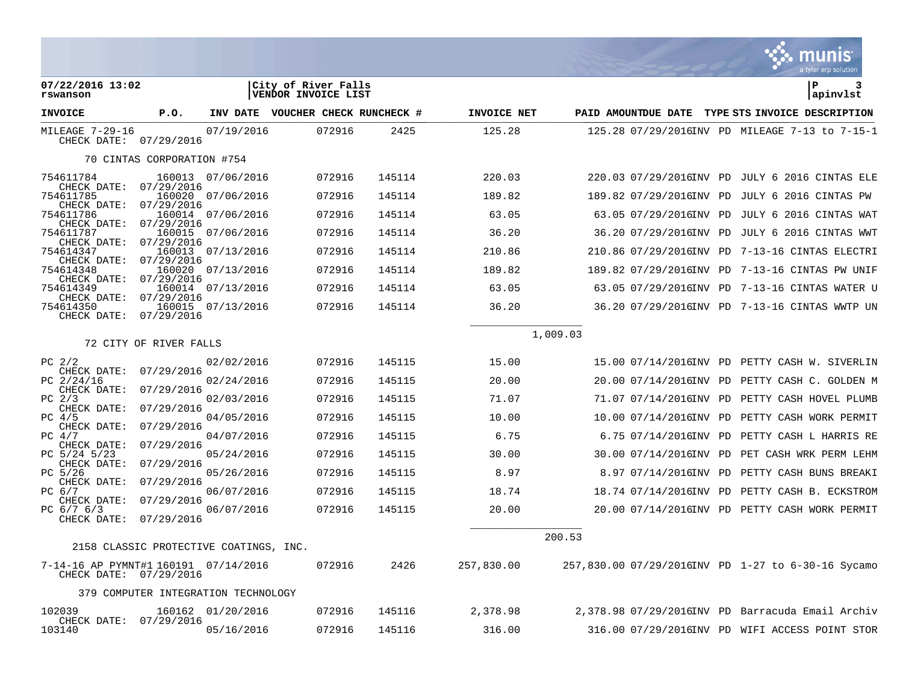07/22/2016 13:02
rswanson

City of River Falls
VENDOR INVOICE LIST

P 3
apinvlst

| INVOICE | P.O. | INV DATE | VOUCHER | CHECK RUN | CHECK # | INVOICE NET | PAID AMOUNT | DUE DATE | TYPE | STS | INVOICE DESCRIPTION |
|---|---|---|---|---|---|---|---|---|---|---|---|
| MILEAGE 7-29-16 CHECK DATE: 07/29/2016 | | 07/19/2016 | | 072916 | 2425 | 125.28 | 125.28 | 07/29/2016 | INV | PD | MILEAGE 7-13 to 7-15-1 |
| 70 CINTAS CORPORATION #754 | | | | | | | | | | | |
| 754611784 CHECK DATE: 07/29/2016 | 160013 | 07/06/2016 | | 072916 | 145114 | 220.03 | 220.03 | 07/29/2016 | INV | PD | JULY 6 2016 CINTAS ELE |
| 754611785 CHECK DATE: 07/29/2016 | 160020 | 07/06/2016 | | 072916 | 145114 | 189.82 | 189.82 | 07/29/2016 | INV | PD | JULY 6 2016 CINTAS PW |
| 754611786 CHECK DATE: 07/29/2016 | 160014 | 07/06/2016 | | 072916 | 145114 | 63.05 | 63.05 | 07/29/2016 | INV | PD | JULY 6 2016 CINTAS WAT |
| 754611787 CHECK DATE: 07/29/2016 | 160015 | 07/06/2016 | | 072916 | 145114 | 36.20 | 36.20 | 07/29/2016 | INV | PD | JULY 6 2016 CINTAS WWT |
| 754614347 CHECK DATE: 07/29/2016 | 160013 | 07/13/2016 | | 072916 | 145114 | 210.86 | 210.86 | 07/29/2016 | INV | PD | 7-13-16 CINTAS ELECTRI |
| 754614348 CHECK DATE: 07/29/2016 | 160020 | 07/13/2016 | | 072916 | 145114 | 189.82 | 189.82 | 07/29/2016 | INV | PD | 7-13-16 CINTAS PW UNIF |
| 754614349 CHECK DATE: 07/29/2016 | 160014 | 07/13/2016 | | 072916 | 145114 | 63.05 | 63.05 | 07/29/2016 | INV | PD | 7-13-16 CINTAS WATER U |
| 754614350 CHECK DATE: 07/29/2016 | 160015 | 07/13/2016 | | 072916 | 145114 | 36.20 | 36.20 | 07/29/2016 | INV | PD | 7-13-16 CINTAS WWTP UN |
| | | | | | | 1,009.03 | | | | | |
| 72 CITY OF RIVER FALLS | | | | | | | | | | | |
| PC 2/2 CHECK DATE: 07/29/2016 | | 02/02/2016 | | 072916 | 145115 | 15.00 | 15.00 | 07/14/2016 | INV | PD | PETTY CASH W. SIVERLIN |
| PC 2/24/16 CHECK DATE: 07/29/2016 | | 02/24/2016 | | 072916 | 145115 | 20.00 | 20.00 | 07/14/2016 | INV | PD | PETTY CASH C. GOLDEN M |
| PC 2/3 CHECK DATE: 07/29/2016 | | 02/03/2016 | | 072916 | 145115 | 71.07 | 71.07 | 07/14/2016 | INV | PD | PETTY CASH HOVEL PLUMB |
| PC 4/5 CHECK DATE: 07/29/2016 | | 04/05/2016 | | 072916 | 145115 | 10.00 | 10.00 | 07/14/2016 | INV | PD | PETTY CASH WORK PERMIT |
| PC 4/7 CHECK DATE: 07/29/2016 | | 04/07/2016 | | 072916 | 145115 | 6.75 | 6.75 | 07/14/2016 | INV | PD | PETTY CASH L HARRIS RE |
| PC 5/24 5/23 CHECK DATE: 07/29/2016 | | 05/24/2016 | | 072916 | 145115 | 30.00 | 30.00 | 07/14/2016 | INV | PD | PET CASH WRK PERM LEHM |
| PC 5/26 CHECK DATE: 07/29/2016 | | 05/26/2016 | | 072916 | 145115 | 8.97 | 8.97 | 07/14/2016 | INV | PD | PETTY CASH BUNS BREAKI |
| PC 6/7 CHECK DATE: 07/29/2016 | | 06/07/2016 | | 072916 | 145115 | 18.74 | 18.74 | 07/14/2016 | INV | PD | PETTY CASH B. ECKSTROM |
| PC 6/7 6/3 CHECK DATE: 07/29/2016 | | 06/07/2016 | | 072916 | 145115 | 20.00 | 20.00 | 07/14/2016 | INV | PD | PETTY CASH WORK PERMIT |
| | | | | | | 200.53 | | | | | |
| 2158 CLASSIC PROTECTIVE COATINGS, INC. | | | | | | | | | | | |
| 7-14-16 AP PYMNT#1 CHECK DATE: 07/29/2016 | 160191 | 07/14/2016 | | 072916 | 2426 | 257,830.00 | 257,830.00 | 07/29/2016 | INV | PD | 1-27 to 6-30-16 Sycamo |
| 379 COMPUTER INTEGRATION TECHNOLOGY | | | | | | | | | | | |
| 102039 CHECK DATE: 07/29/2016 | 160162 | 01/20/2016 | | 072916 | 145116 | 2,378.98 | 2,378.98 | 07/29/2016 | INV | PD | Barracuda Email Archiv |
| 103140 | | 05/16/2016 | | 072916 | 145116 | 316.00 | 316.00 | 07/29/2016 | INV | PD | WIFI ACCESS POINT STOR |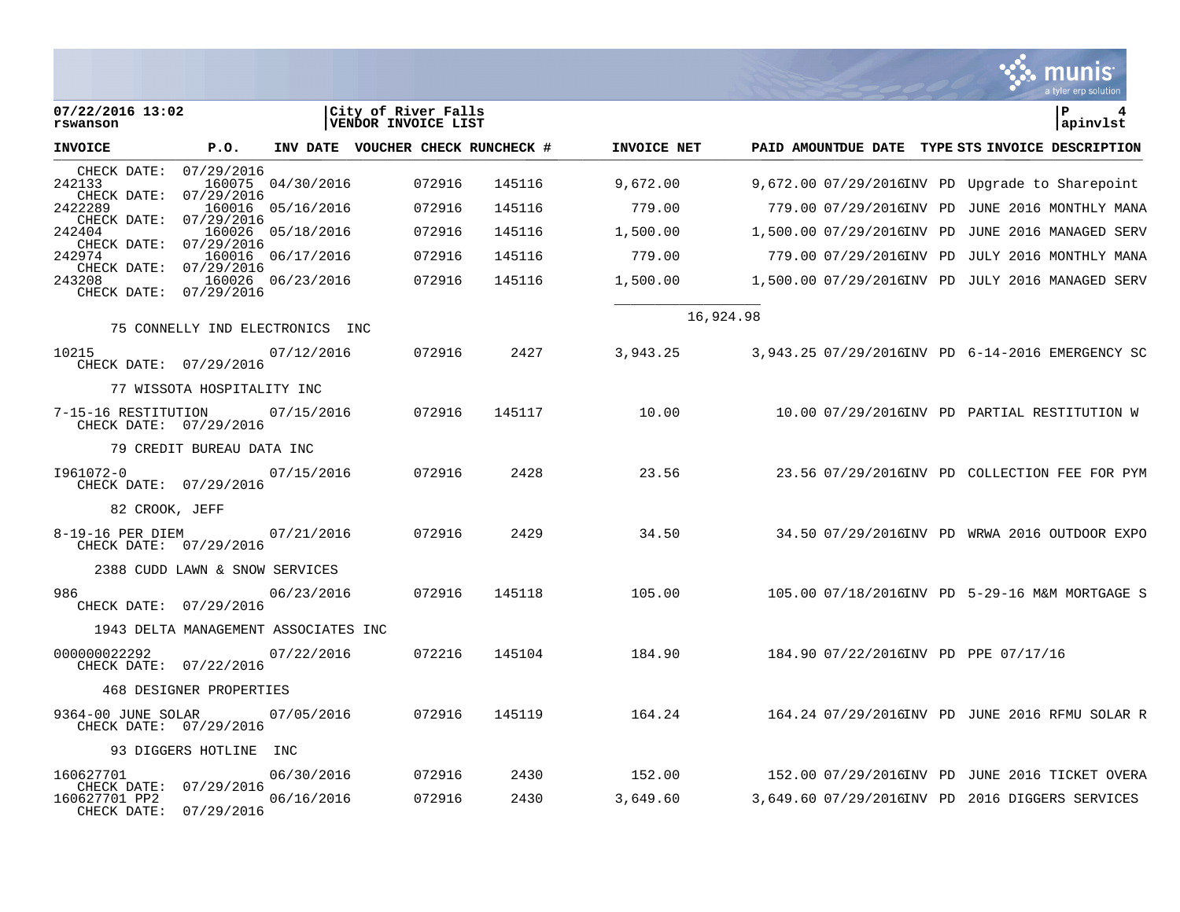**07/22/2016 13:02**
**rswanson**

**City of River Falls**
**VENDOR INVOICE LIST**

**P 4**
**apinvlst**

| INVOICE | P.O. | INV DATE | VOUCHER | CHECK RUN | CHECK # | INVOICE NET | PAID AMOUNT | DUE DATE | TYPE | STS | INVOICE DESCRIPTION |
|---|---|---|---|---|---|---|---|---|---|---|---|
| CHECK DATE: 07/29/2016 | | | | | | | | | | | |
| 242133 | 160075 | 04/30/2016 | | 072916 | 145116 | 9,672.00 | 9,672.00 | 07/29/2016 | INV | PD | Upgrade to Sharepoint |
| CHECK DATE: 07/29/2016 | | | | | | | | | | | |
| 2422289 | 160016 | 05/16/2016 | | 072916 | 145116 | 779.00 | 779.00 | 07/29/2016 | INV | PD | JUNE 2016 MONTHLY MANA |
| CHECK DATE: 07/29/2016 | | | | | | | | | | | |
| 242404 | 160026 | 05/18/2016 | | 072916 | 145116 | 1,500.00 | 1,500.00 | 07/29/2016 | INV | PD | JUNE 2016 MANAGED SERV |
| CHECK DATE: 07/29/2016 | | | | | | | | | | | |
| 242974 | 160016 | 06/17/2016 | | 072916 | 145116 | 779.00 | 779.00 | 07/29/2016 | INV | PD | JULY 2016 MONTHLY MANA |
| CHECK DATE: 07/29/2016 | | | | | | | | | | | |
| 243208 | 160026 | 06/23/2016 | | 072916 | 145116 | 1,500.00 | 1,500.00 | 07/29/2016 | INV | PD | JULY 2016 MANAGED SERV |
| CHECK DATE: 07/29/2016 | | | | | | | | | | | |
| | | | | | | 16,924.98 | | | | | |
| 75 CONNELLY IND ELECTRONICS INC | | | | | | | | | | | |
| 10215 | | 07/12/2016 | | 072916 | 2427 | 3,943.25 | 3,943.25 | 07/29/2016 | INV | PD | 6-14-2016 EMERGENCY SC |
| CHECK DATE: 07/29/2016 | | | | | | | | | | | |
| 77 WISSOTA HOSPITALITY INC | | | | | | | | | | | |
| 7-15-16 RESTITUTION | | 07/15/2016 | | 072916 | 145117 | 10.00 | 10.00 | 07/29/2016 | INV | PD | PARTIAL RESTITUTION W |
| CHECK DATE: 07/29/2016 | | | | | | | | | | | |
| 79 CREDIT BUREAU DATA INC | | | | | | | | | | | |
| I961072-0 | | 07/15/2016 | | 072916 | 2428 | 23.56 | 23.56 | 07/29/2016 | INV | PD | COLLECTION FEE FOR PYM |
| CHECK DATE: 07/29/2016 | | | | | | | | | | | |
| 82 CROOK, JEFF | | | | | | | | | | | |
| 8-19-16 PER DIEM | | 07/21/2016 | | 072916 | 2429 | 34.50 | 34.50 | 07/29/2016 | INV | PD | WRWA 2016 OUTDOOR EXPO |
| CHECK DATE: 07/29/2016 | | | | | | | | | | | |
| 2388 CUDD LAWN & SNOW SERVICES | | | | | | | | | | | |
| 986 | | 06/23/2016 | | 072916 | 145118 | 105.00 | 105.00 | 07/18/2016 | INV | PD | 5-29-16 M&M MORTGAGE S |
| CHECK DATE: 07/29/2016 | | | | | | | | | | | |
| 1943 DELTA MANAGEMENT ASSOCIATES INC | | | | | | | | | | | |
| 000000022292 | | 07/22/2016 | | 072216 | 145104 | 184.90 | 184.90 | 07/22/2016 | INV | PD | PPE 07/17/16 |
| CHECK DATE: 07/22/2016 | | | | | | | | | | | |
| 468 DESIGNER PROPERTIES | | | | | | | | | | | |
| 9364-00 JUNE SOLAR | | 07/05/2016 | | 072916 | 145119 | 164.24 | 164.24 | 07/29/2016 | INV | PD | JUNE 2016 RFMU SOLAR R |
| CHECK DATE: 07/29/2016 | | | | | | | | | | | |
| 93 DIGGERS HOTLINE INC | | | | | | | | | | | |
| 160627701 | | 06/30/2016 | | 072916 | 2430 | 152.00 | 152.00 | 07/29/2016 | INV | PD | JUNE 2016 TICKET OVERA |
| CHECK DATE: 07/29/2016 | | | | | | | | | | | |
| 160627701 PP2 | | 06/16/2016 | | 072916 | 2430 | 3,649.60 | 3,649.60 | 07/29/2016 | INV | PD | 2016 DIGGERS SERVICES |
| CHECK DATE: 07/29/2016 | | | | | | | | | | | |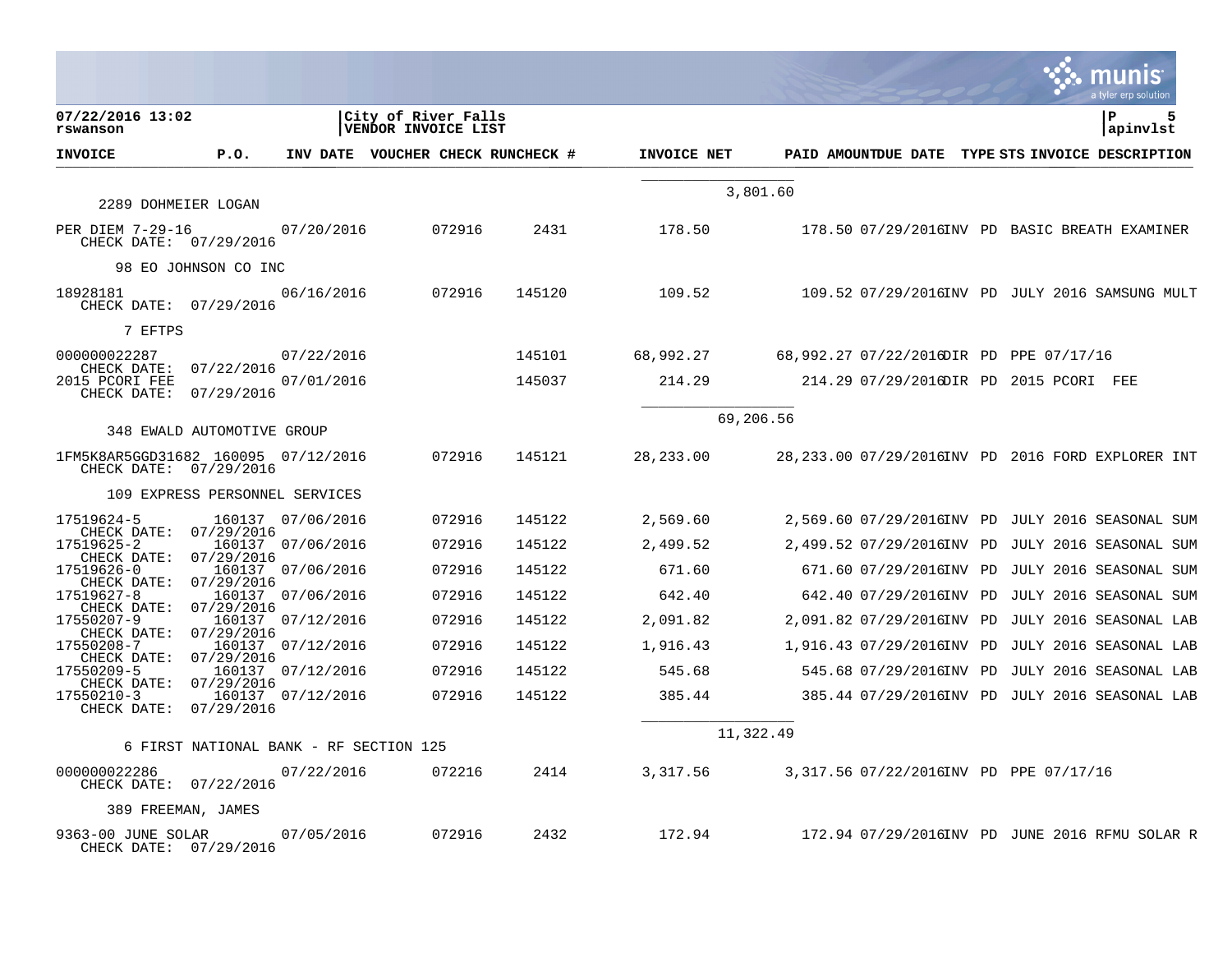City of River Falls
VENDOR INVOICE LIST

07/22/2016 13:02
rswanson

| INVOICE | P.O. | INV DATE | VOUCHER | CHECK RUN | CHECK # | INVOICE NET | PAID AMOUNT | DUE DATE | TYPE | STS | INVOICE DESCRIPTION |
|---|---|---|---|---|---|---|---|---|---|---|---|
| | | | | | | | 3,801.60 | | | | |
| **2289 DOHMEIER LOGAN** | | | | | | | | | | | |
| PER DIEM 7-29-16 CHECK DATE: 07/29/2016 | | 07/20/2016 | | 072916 | 2431 | 178.50 | 178.50 | 07/29/2016 | INV | PD | BASIC BREATH EXAMINER |
| **98 EO JOHNSON CO INC** | | | | | | | | | | | |
| 18928181 CHECK DATE: 07/29/2016 | | 06/16/2016 | | 072916 | 145120 | 109.52 | 109.52 | 07/29/2016 | INV | PD | JULY 2016 SAMSUNG MULT |
| **7 EFTPS** | | | | | | | | | | | |
| 000000022287 CHECK DATE: 07/22/2016 | | 07/22/2016 | | | 145101 | 68,992.27 | 68,992.27 | 07/22/2016 | DIR | PD | PPE 07/17/16 |
| 2015 PCORI FEE CHECK DATE: 07/29/2016 | | 07/01/2016 | | | 145037 | 214.29 | 214.29 | 07/29/2016 | DIR | PD | 2015 PCORI FEE |
| | | | | | | | 69,206.56 | | | | |
| **348 EWALD AUTOMOTIVE GROUP** | | | | | | | | | | | |
| 1FM5K8AR5GGD31682 CHECK DATE: 07/29/2016 | 160095 | 07/12/2016 | | 072916 | 145121 | 28,233.00 | 28,233.00 | 07/29/2016 | INV | PD | 2016 FORD EXPLORER INT |
| **109 EXPRESS PERSONNEL SERVICES** | | | | | | | | | | | |
| 17519624-5 CHECK DATE: 07/29/2016 | 160137 | 07/06/2016 | | 072916 | 145122 | 2,569.60 | 2,569.60 | 07/29/2016 | INV | PD | JULY 2016 SEASONAL SUM |
| 17519625-2 CHECK DATE: 07/29/2016 | 160137 | 07/06/2016 | | 072916 | 145122 | 2,499.52 | 2,499.52 | 07/29/2016 | INV | PD | JULY 2016 SEASONAL SUM |
| 17519626-0 CHECK DATE: 07/29/2016 | 160137 | 07/06/2016 | | 072916 | 145122 | 671.60 | 671.60 | 07/29/2016 | INV | PD | JULY 2016 SEASONAL SUM |
| 17519627-8 CHECK DATE: 07/29/2016 | 160137 | 07/06/2016 | | 072916 | 145122 | 642.40 | 642.40 | 07/29/2016 | INV | PD | JULY 2016 SEASONAL SUM |
| 17550207-9 CHECK DATE: 07/29/2016 | 160137 | 07/12/2016 | | 072916 | 145122 | 2,091.82 | 2,091.82 | 07/29/2016 | INV | PD | JULY 2016 SEASONAL LAB |
| 17550208-7 CHECK DATE: 07/29/2016 | 160137 | 07/12/2016 | | 072916 | 145122 | 1,916.43 | 1,916.43 | 07/29/2016 | INV | PD | JULY 2016 SEASONAL LAB |
| 17550209-5 CHECK DATE: 07/29/2016 | 160137 | 07/12/2016 | | 072916 | 145122 | 545.68 | 545.68 | 07/29/2016 | INV | PD | JULY 2016 SEASONAL LAB |
| 17550210-3 CHECK DATE: 07/29/2016 | 160137 | 07/12/2016 | | 072916 | 145122 | 385.44 | 385.44 | 07/29/2016 | INV | PD | JULY 2016 SEASONAL LAB |
| | | | | | | | 11,322.49 | | | | |
| **6 FIRST NATIONAL BANK - RF SECTION 125** | | | | | | | | | | | |
| 000000022286 CHECK DATE: 07/22/2016 | | 07/22/2016 | | 072216 | 2414 | 3,317.56 | 3,317.56 | 07/22/2016 | INV | PD | PPE 07/17/16 |
| **389 FREEMAN, JAMES** | | | | | | | | | | | |
| 9363-00 JUNE SOLAR CHECK DATE: 07/29/2016 | | 07/05/2016 | | 072916 | 2432 | 172.94 | 172.94 | 07/29/2016 | INV | PD | JUNE 2016 RFMU SOLAR R |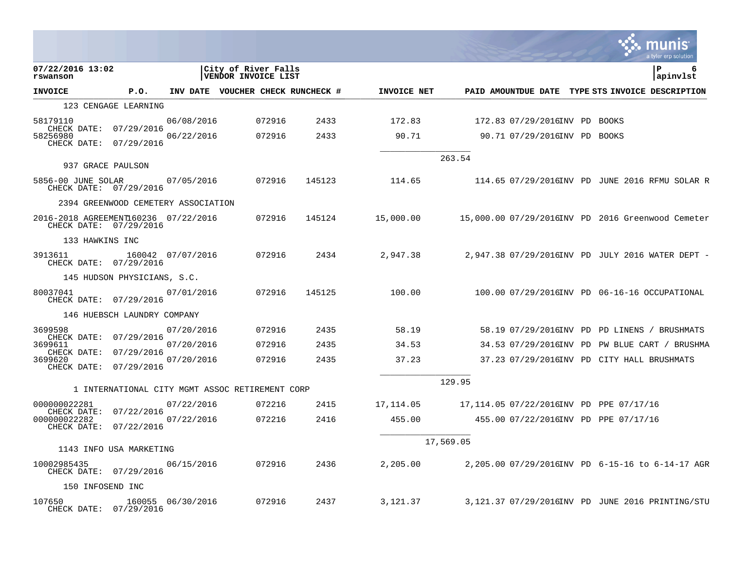**07/22/2016 13:02** | **City of River Falls** | **P 6**
rswanson | **VENDOR INVOICE LIST** | apinvlst

| INVOICE | P.O. | INV DATE | VOUCHER | CHECK RUN | CHECK # | INVOICE NET | PAID AMOUNT | DUE DATE | TYPE | STS | INVOICE DESCRIPTION |
|---|---|---|---|---|---|---|---|---|---|---|---|
| **123 CENGAGE LEARNING** | | | | | | | | | | | |
| 58179110 CHECK DATE: 07/29/2016 | | 06/08/2016 | | 072916 | 2433 | 172.83 | 172.83 | 07/29/2016 | INV | PD | BOOKS |
| 58256980 CHECK DATE: 07/29/2016 | | 06/22/2016 | | 072916 | 2433 | 90.71 | 90.71 | 07/29/2016 | INV | PD | BOOKS |
| | | | | | | | 263.54 | | | | |
| **937 GRACE PAULSON** | | | | | | | | | | | |
| 5856-00 JUNE SOLAR CHECK DATE: 07/29/2016 | | 07/05/2016 | | 072916 | 145123 | 114.65 | 114.65 | 07/29/2016 | INV | PD | JUNE 2016 RFMU SOLAR R |
| **2394 GREENWOOD CEMETERY ASSOCIATION** | | | | | | | | | | | |
| 2016-2018 AGREEMENT CHECK DATE: 07/29/2016 | 160236 | 07/22/2016 | | 072916 | 145124 | 15,000.00 | 15,000.00 | 07/29/2016 | INV | PD | 2016 Greenwood Cemeter |
| **133 HAWKINS INC** | | | | | | | | | | | |
| 3913611 CHECK DATE: 07/29/2016 | 160042 | 07/07/2016 | | 072916 | 2434 | 2,947.38 | 2,947.38 | 07/29/2016 | INV | PD | JULY 2016 WATER DEPT - |
| **145 HUDSON PHYSICIANS, S.C.** | | | | | | | | | | | |
| 80037041 CHECK DATE: 07/29/2016 | | 07/01/2016 | | 072916 | 145125 | 100.00 | 100.00 | 07/29/2016 | INV | PD | 06-16-16 OCCUPATIONAL |
| **146 HUEBSCH LAUNDRY COMPANY** | | | | | | | | | | | |
| 3699598 CHECK DATE: 07/29/2016 | | 07/20/2016 | | 072916 | 2435 | 58.19 | 58.19 | 07/29/2016 | INV | PD | PD LINENS / BRUSHMATS |
| 3699611 CHECK DATE: 07/29/2016 | | 07/20/2016 | | 072916 | 2435 | 34.53 | 34.53 | 07/29/2016 | INV | PD | PW BLUE CART / BRUSHMA |
| 3699620 CHECK DATE: 07/29/2016 | | 07/20/2016 | | 072916 | 2435 | 37.23 | 37.23 | 07/29/2016 | INV | PD | CITY HALL BRUSHMATS |
| | | | | | | | 129.95 | | | | |
| **1 INTERNATIONAL CITY MGMT ASSOC RETIREMENT CORP** | | | | | | | | | | | |
| 000000022281 CHECK DATE: 07/22/2016 | | 07/22/2016 | | 072216 | 2415 | 17,114.05 | 17,114.05 | 07/22/2016 | INV | PD | PPE 07/17/16 |
| 000000022282 CHECK DATE: 07/22/2016 | | 07/22/2016 | | 072216 | 2416 | 455.00 | 455.00 | 07/22/2016 | INV | PD | PPE 07/17/16 |
| | | | | | | | 17,569.05 | | | | |
| **1143 INFO USA MARKETING** | | | | | | | | | | | |
| 10002985435 CHECK DATE: 07/29/2016 | | 06/15/2016 | | 072916 | 2436 | 2,205.00 | 2,205.00 | 07/29/2016 | INV | PD | 6-15-16 to 6-14-17 AGR |
| **150 INFOSEND INC** | | | | | | | | | | | |
| 107650 CHECK DATE: 07/29/2016 | 160055 | 06/30/2016 | | 072916 | 2437 | 3,121.37 | 3,121.37 | 07/29/2016 | INV | PD | JUNE 2016 PRINTING/STU |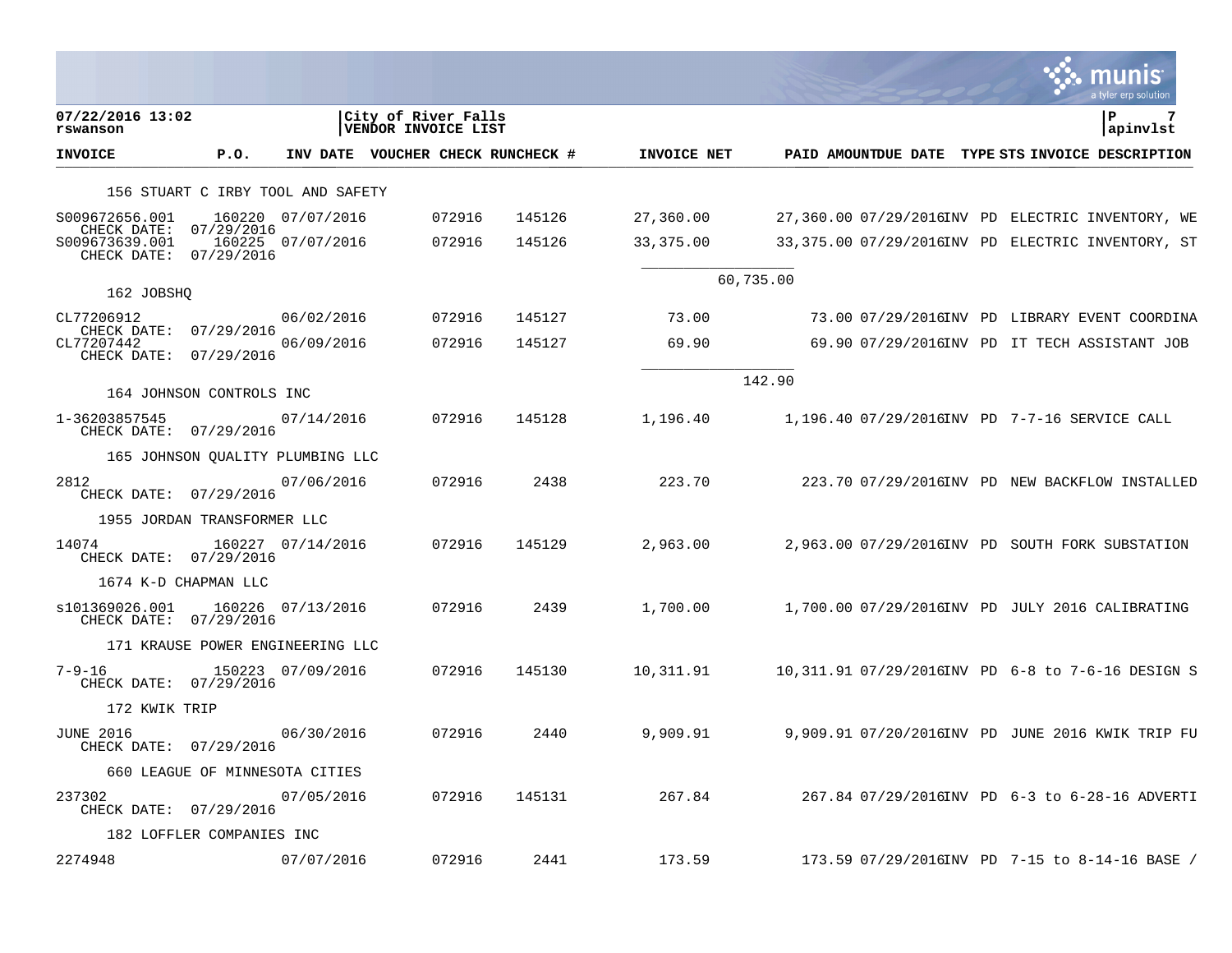07/22/2016 13:02 | City of River Falls | P 7
rswanson | VENDOR INVOICE LIST | apinvlst

| INVOICE | P.O. | INV DATE | VOUCHER | CHECK RUN | CHECK # | INVOICE NET | PAID AMOUNT | DUE DATE | TYPE | STS | INVOICE DESCRIPTION |
|---|---|---|---|---|---|---|---|---|---|---|---|
| **156 STUART C IRBY TOOL AND SAFETY** | | | | | | | | | | | |
| S009672656.001 CHECK DATE: 07/29/2016 | 160220 | 07/07/2016 | | 072916 | 145126 | 27,360.00 | 27,360.00 | 07/29/2016 | INV | PD | ELECTRIC INVENTORY, WE |
| S009673639.001 CHECK DATE: 07/29/2016 | 160225 | 07/07/2016 | | 072916 | 145126 | 33,375.00 | 33,375.00 | 07/29/2016 | INV | PD | ELECTRIC INVENTORY, ST |
| | | | | | | 60,735.00 | | | | | |
| **162 JOBSHQ** | | | | | | | | | | | |
| CL77206912 CHECK DATE: 07/29/2016 | | 06/02/2016 | | 072916 | 145127 | 73.00 | 73.00 | 07/29/2016 | INV | PD | LIBRARY EVENT COORDINA |
| CL77207442 CHECK DATE: 07/29/2016 | | 06/09/2016 | | 072916 | 145127 | 69.90 | 69.90 | 07/29/2016 | INV | PD | IT TECH ASSISTANT JOB |
| | | | | | | 142.90 | | | | | |
| **164 JOHNSON CONTROLS INC** | | | | | | | | | | | |
| 1-36203857545 CHECK DATE: 07/29/2016 | | 07/14/2016 | | 072916 | 145128 | 1,196.40 | 1,196.40 | 07/29/2016 | INV | PD | 7-7-16 SERVICE CALL |
| **165 JOHNSON QUALITY PLUMBING LLC** | | | | | | | | | | | |
| 2812 CHECK DATE: 07/29/2016 | | 07/06/2016 | | 072916 | 2438 | 223.70 | 223.70 | 07/29/2016 | INV | PD | NEW BACKFLOW INSTALLED |
| **1955 JORDAN TRANSFORMER LLC** | | | | | | | | | | | |
| 14074 CHECK DATE: 07/29/2016 | 160227 | 07/14/2016 | | 072916 | 145129 | 2,963.00 | 2,963.00 | 07/29/2016 | INV | PD | SOUTH FORK SUBSTATION |
| **1674 K-D CHAPMAN LLC** | | | | | | | | | | | |
| s101369026.001 CHECK DATE: 07/29/2016 | 160226 | 07/13/2016 | | 072916 | 2439 | 1,700.00 | 1,700.00 | 07/29/2016 | INV | PD | JULY 2016 CALIBRATING |
| **171 KRAUSE POWER ENGINEERING LLC** | | | | | | | | | | | |
| 7-9-16 CHECK DATE: 07/29/2016 | 150223 | 07/09/2016 | | 072916 | 145130 | 10,311.91 | 10,311.91 | 07/29/2016 | INV | PD | 6-8 to 7-6-16 DESIGN S |
| **172 KWIK TRIP** | | | | | | | | | | | |
| JUNE 2016 CHECK DATE: 07/29/2016 | | 06/30/2016 | | 072916 | 2440 | 9,909.91 | 9,909.91 | 07/20/2016 | INV | PD | JUNE 2016 KWIK TRIP FU |
| **660 LEAGUE OF MINNESOTA CITIES** | | | | | | | | | | | |
| 237302 CHECK DATE: 07/29/2016 | | 07/05/2016 | | 072916 | 145131 | 267.84 | 267.84 | 07/29/2016 | INV | PD | 6-3 to 6-28-16 ADVERTI |
| **182 LOFFLER COMPANIES INC** | | | | | | | | | | | |
| 2274948 | | 07/07/2016 | | 072916 | 2441 | 173.59 | 173.59 | 07/29/2016 | INV | PD | 7-15 to 8-14-16 BASE / |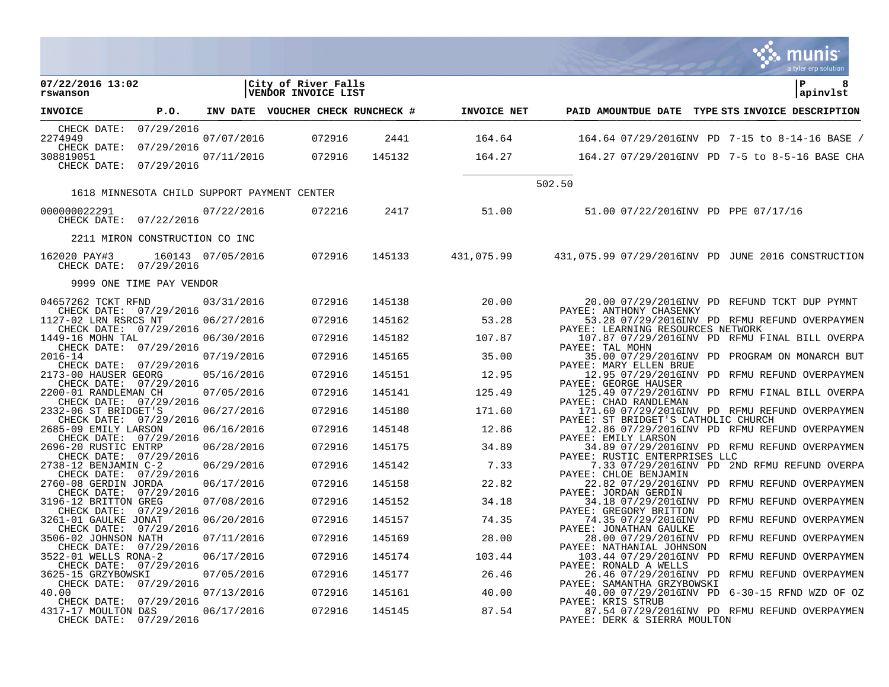07/22/2016 13:02 | City of River Falls | P 8
rswanson | VENDOR INVOICE LIST | apinvlst

| INVOICE | P.O. | INV DATE | VOUCHER | CHECK RUN | CHECK # | INVOICE NET | PAID AMOUNT | DUE DATE | TYPE | STS | INVOICE DESCRIPTION |
|---|---|---|---|---|---|---|---|---|---|---|---|
| CHECK DATE: 07/29/2016 | | | | | | | | | | | |
| 2274949 | | 07/07/2016 | | 072916 | 2441 | 164.64 | 164.64 | 07/29/2016 | INV | PD | 7-15 to 8-14-16 BASE / |
| CHECK DATE: 07/29/2016 | | | | | | | | | | | |
| 308819051 | | 07/11/2016 | | 072916 | 145132 | 164.27 | 164.27 | 07/29/2016 | INV | PD | 7-5 to 8-5-16 BASE CHA |
| CHECK DATE: 07/29/2016 | | | | | | | | | | | |
| | | | | | | 502.50 | | | | | |
| 1618 MINNESOTA CHILD SUPPORT PAYMENT CENTER | | | | | | | | | | | |
| 000000022291 | | 07/22/2016 | | 072216 | 2417 | 51.00 | 51.00 | 07/22/2016 | INV | PD | PPE 07/17/16 |
| CHECK DATE: 07/22/2016 | | | | | | | | | | | |
| 2211 MIRON CONSTRUCTION CO INC | | | | | | | | | | | |
| 162020 PAY#3 | 160143 | 07/05/2016 | | 072916 | 145133 | 431,075.99 | 431,075.99 | 07/29/2016 | INV | PD | JUNE 2016 CONSTRUCTION |
| CHECK DATE: 07/29/2016 | | | | | | | | | | | |
| 9999 ONE TIME PAY VENDOR | | | | | | | | | | | |
| 04657262 TCKT RFND | | 03/31/2016 | | 072916 | 145138 | 20.00 | 20.00 | 07/29/2016 | INV | PD | REFUND TCKT DUP PYMNT |
| CHECK DATE: 07/29/2016 | | | | | | | PAYEE: ANTHONY CHASENKY | | | | |
| 1127-02 LRN RSRCS NT | | 06/27/2016 | | 072916 | 145162 | 53.28 | 53.28 | 07/29/2016 | INV | PD | RFMU REFUND OVERPAYMEN |
| CHECK DATE: 07/29/2016 | | | | | | | PAYEE: LEARNING RESOURCES NETWORK | | | | |
| 1449-16 MOHN TAL | | 06/30/2016 | | 072916 | 145182 | 107.87 | 107.87 | 07/29/2016 | INV | PD | RFMU FINAL BILL OVERPA |
| CHECK DATE: 07/29/2016 | | | | | | | PAYEE: TAL MOHN | | | | |
| 2016-14 | | 07/19/2016 | | 072916 | 145165 | 35.00 | 35.00 | 07/29/2016 | INV | PD | PROGRAM ON MONARCH BUT |
| CHECK DATE: 07/29/2016 | | | | | | | PAYEE: MARY ELLEN BRUE | | | | |
| 2173-00 HAUSER GEORG | | 05/16/2016 | | 072916 | 145151 | 12.95 | 12.95 | 07/29/2016 | INV | PD | RFMU REFUND OVERPAYMEN |
| CHECK DATE: 07/29/2016 | | | | | | | PAYEE: GEORGE HAUSER | | | | |
| 2200-01 RANDLEMAN CH | | 07/05/2016 | | 072916 | 145141 | 125.49 | 125.49 | 07/29/2016 | INV | PD | RFMU FINAL BILL OVERPA |
| CHECK DATE: 07/29/2016 | | | | | | | PAYEE: CHAD RANDLEMAN | | | | |
| 2332-06 ST BRIDGET'S | | 06/27/2016 | | 072916 | 145180 | 171.60 | 171.60 | 07/29/2016 | INV | PD | RFMU REFUND OVERPAYMEN |
| CHECK DATE: 07/29/2016 | | | | | | | PAYEE: ST BRIDGET'S CATHOLIC CHURCH | | | | |
| 2685-09 EMILY LARSON | | 06/16/2016 | | 072916 | 145148 | 12.86 | 12.86 | 07/29/2016 | INV | PD | RFMU REFUND OVERPAYMEN |
| CHECK DATE: 07/29/2016 | | | | | | | PAYEE: EMILY LARSON | | | | |
| 2696-20 RUSTIC ENTRP | | 06/28/2016 | | 072916 | 145175 | 34.89 | 34.89 | 07/29/2016 | INV | PD | RFMU REFUND OVERPAYMEN |
| CHECK DATE: 07/29/2016 | | | | | | | PAYEE: RUSTIC ENTERPRISES LLC | | | | |
| 2738-12 BENJAMIN C-2 | | 06/29/2016 | | 072916 | 145142 | 7.33 | 7.33 | 07/29/2016 | INV | PD | 2ND RFMU REFUND OVERPA |
| CHECK DATE: 07/29/2016 | | | | | | | PAYEE: CHLOE BENJAMIN | | | | |
| 2760-08 GERDIN JORDA | | 06/17/2016 | | 072916 | 145158 | 22.82 | 22.82 | 07/29/2016 | INV | PD | RFMU REFUND OVERPAYMEN |
| CHECK DATE: 07/29/2016 | | | | | | | PAYEE: JORDAN GERDIN | | | | |
| 3196-12 BRITTON GREG | | 07/08/2016 | | 072916 | 145152 | 34.18 | 34.18 | 07/29/2016 | INV | PD | RFMU REFUND OVERPAYMEN |
| CHECK DATE: 07/29/2016 | | | | | | | PAYEE: GREGORY BRITTON | | | | |
| 3261-01 GAULKE JONAT | | 06/20/2016 | | 072916 | 145157 | 74.35 | 74.35 | 07/29/2016 | INV | PD | RFMU REFUND OVERPAYMEN |
| CHECK DATE: 07/29/2016 | | | | | | | PAYEE: JONATHAN GAULKE | | | | |
| 3506-02 JOHNSON NATH | | 07/11/2016 | | 072916 | 145169 | 28.00 | 28.00 | 07/29/2016 | INV | PD | RFMU REFUND OVERPAYMEN |
| CHECK DATE: 07/29/2016 | | | | | | | PAYEE: NATHANIAL JOHNSON | | | | |
| 3522-01 WELLS RONA-2 | | 06/17/2016 | | 072916 | 145174 | 103.44 | 103.44 | 07/29/2016 | INV | PD | RFMU REFUND OVERPAYMEN |
| CHECK DATE: 07/29/2016 | | | | | | | PAYEE: RONALD A WELLS | | | | |
| 3625-15 GRZYBOWSKI | | 07/05/2016 | | 072916 | 145177 | 26.46 | 26.46 | 07/29/2016 | INV | PD | RFMU REFUND OVERPAYMEN |
| CHECK DATE: 07/29/2016 | | | | | | | PAYEE: SAMANTHA GRZYBOWSKI | | | | |
| 40.00 | | 07/13/2016 | | 072916 | 145161 | 40.00 | 40.00 | 07/29/2016 | INV | PD | 6-30-15 RFND WZD OF OZ |
| CHECK DATE: 07/29/2016 | | | | | | | PAYEE: KRIS STRUB | | | | |
| 4317-17 MOULTON D&S | | 06/17/2016 | | 072916 | 145145 | 87.54 | 87.54 | 07/29/2016 | INV | PD | RFMU REFUND OVERPAYMEN |
| CHECK DATE: 07/29/2016 | | | | | | | PAYEE: DERK & SIERRA MOULTON | | | | |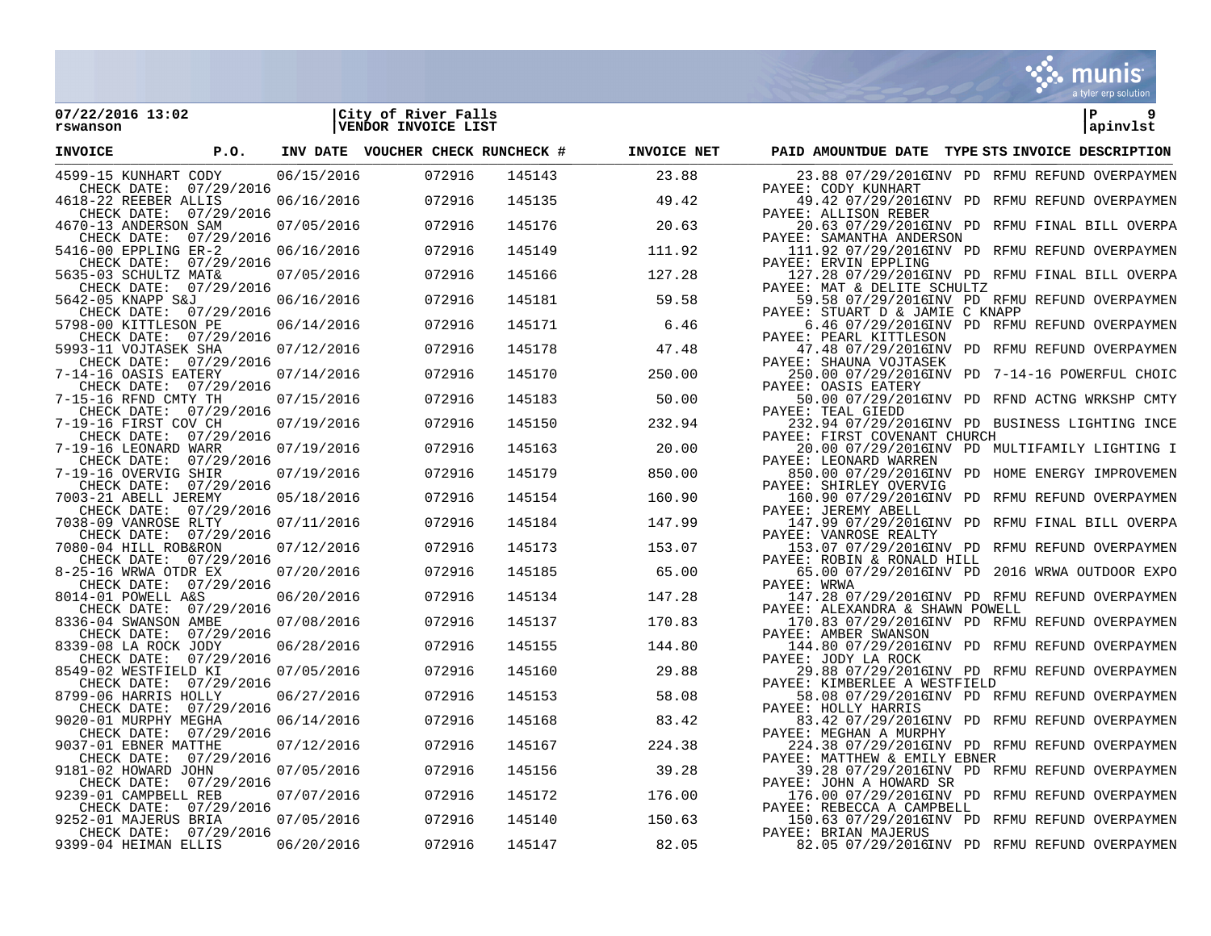**07/22/2016 13:02**
**rswanson**

**City of River Falls**
**VENDOR INVOICE LIST**

**apinvlst**

| INVOICE | P.O. | INV DATE | VOUCHER | CHECK RUN | CHECK # | INVOICE NET | PAID AMOUNT | DUE DATE | TYPE | STS | INVOICE DESCRIPTION |
|---|---|---|---|---|---|---|---|---|---|---|---|
| 4599-15 KUNHART CODY | | 06/15/2016 | | 072916 | 145143 | 23.88 | 23.88 | 07/29/2016 | INV | PD | RFMU REFUND OVERPAYMEN |
| CHECK DATE: 07/29/2016 | | | | | | | PAYEE: CODY KUNHART | | | | |
| 4618-22 REEBER ALLIS | | 06/16/2016 | | 072916 | 145135 | 49.42 | 49.42 | 07/29/2016 | INV | PD | RFMU REFUND OVERPAYMEN |
| CHECK DATE: 07/29/2016 | | | | | | | PAYEE: ALLISON REBER | | | | |
| 4670-13 ANDERSON SAM | | 07/05/2016 | | 072916 | 145176 | 20.63 | 20.63 | 07/29/2016 | INV | PD | RFMU FINAL BILL OVERPA |
| CHECK DATE: 07/29/2016 | | | | | | | PAYEE: SAMANTHA ANDERSON | | | | |
| 5416-00 EPPLING ER-2 | | 06/16/2016 | | 072916 | 145149 | 111.92 | 111.92 | 07/29/2016 | INV | PD | RFMU REFUND OVERPAYMEN |
| CHECK DATE: 07/29/2016 | | | | | | | PAYEE: ERVIN EPPLING | | | | |
| 5635-03 SCHULTZ MAT& | | 07/05/2016 | | 072916 | 145166 | 127.28 | 127.28 | 07/29/2016 | INV | PD | RFMU FINAL BILL OVERPA |
| CHECK DATE: 07/29/2016 | | | | | | | PAYEE: MAT & DELITE SCHULTZ | | | | |
| 5642-05 KNAPP S&J | | 06/16/2016 | | 072916 | 145181 | 59.58 | 59.58 | 07/29/2016 | INV | PD | RFMU REFUND OVERPAYMEN |
| CHECK DATE: 07/29/2016 | | | | | | | PAYEE: STUART D & JAMIE C KNAPP | | | | |
| 5798-00 KITTLESON PE | | 06/14/2016 | | 072916 | 145171 | 6.46 | 6.46 | 07/29/2016 | INV | PD | RFMU REFUND OVERPAYMEN |
| CHECK DATE: 07/29/2016 | | | | | | | PAYEE: PEARL KITTLESON | | | | |
| 5993-11 VOJTASEK SHA | | 07/12/2016 | | 072916 | 145178 | 47.48 | 47.48 | 07/29/2016 | INV | PD | RFMU REFUND OVERPAYMEN |
| CHECK DATE: 07/29/2016 | | | | | | | PAYEE: SHAUNA VOJTASEK | | | | |
| 7-14-16 OASIS EATERY | | 07/14/2016 | | 072916 | 145170 | 250.00 | 250.00 | 07/29/2016 | INV | PD | 7-14-16 POWERFUL CHOIC |
| CHECK DATE: 07/29/2016 | | | | | | | PAYEE: OASIS EATERY | | | | |
| 7-15-16 RFND CMTY TH | | 07/15/2016 | | 072916 | 145183 | 50.00 | 50.00 | 07/29/2016 | INV | PD | RFND ACTNG WRKSHP CMTY |
| CHECK DATE: 07/29/2016 | | | | | | | PAYEE: TEAL GIEDD | | | | |
| 7-19-16 FIRST COV CH | | 07/19/2016 | | 072916 | 145150 | 232.94 | 232.94 | 07/29/2016 | INV | PD | BUSINESS LIGHTING INCE |
| CHECK DATE: 07/29/2016 | | | | | | | PAYEE: FIRST COVENANT CHURCH | | | | |
| 7-19-16 LEONARD WARR | | 07/19/2016 | | 072916 | 145163 | 20.00 | 20.00 | 07/29/2016 | INV | PD | MULTIFAMILY LIGHTING I |
| CHECK DATE: 07/29/2016 | | | | | | | PAYEE: LEONARD WARREN | | | | |
| 7-19-16 OVERVIG SHIR | | 07/19/2016 | | 072916 | 145179 | 850.00 | 850.00 | 07/29/2016 | INV | PD | HOME ENERGY IMPROVEMEN |
| CHECK DATE: 07/29/2016 | | | | | | | PAYEE: SHIRLEY OVERVIG | | | | |
| 7003-21 ABELL JEREMY | | 05/18/2016 | | 072916 | 145154 | 160.90 | 160.90 | 07/29/2016 | INV | PD | RFMU REFUND OVERPAYMEN |
| CHECK DATE: 07/29/2016 | | | | | | | PAYEE: JEREMY ABELL | | | | |
| 7038-09 VANROSE RLTY | | 07/11/2016 | | 072916 | 145184 | 147.99 | 147.99 | 07/29/2016 | INV | PD | RFMU FINAL BILL OVERPA |
| CHECK DATE: 07/29/2016 | | | | | | | PAYEE: VANROSE REALTY | | | | |
| 7080-04 HILL ROB&RON | | 07/12/2016 | | 072916 | 145173 | 153.07 | 153.07 | 07/29/2016 | INV | PD | RFMU REFUND OVERPAYMEN |
| CHECK DATE: 07/29/2016 | | | | | | | PAYEE: ROBIN & RONALD HILL | | | | |
| 8-25-16 WRWA OTDR EX | | 07/20/2016 | | 072916 | 145185 | 65.00 | 65.00 | 07/29/2016 | INV | PD | 2016 WRWA OUTDOOR EXPO |
| CHECK DATE: 07/29/2016 | | | | | | | PAYEE: WRWA | | | | |
| 8014-01 POWELL A&S | | 06/20/2016 | | 072916 | 145134 | 147.28 | 147.28 | 07/29/2016 | INV | PD | RFMU REFUND OVERPAYMEN |
| CHECK DATE: 07/29/2016 | | | | | | | PAYEE: ALEXANDRA & SHAWN POWELL | | | | |
| 8336-04 SWANSON AMBE | | 07/08/2016 | | 072916 | 145137 | 170.83 | 170.83 | 07/29/2016 | INV | PD | RFMU REFUND OVERPAYMEN |
| CHECK DATE: 07/29/2016 | | | | | | | PAYEE: AMBER SWANSON | | | | |
| 8339-08 LA ROCK JODY | | 06/28/2016 | | 072916 | 145155 | 144.80 | 144.80 | 07/29/2016 | INV | PD | RFMU REFUND OVERPAYMEN |
| CHECK DATE: 07/29/2016 | | | | | | | PAYEE: JODY LA ROCK | | | | |
| 8549-02 WESTFIELD KI | | 07/05/2016 | | 072916 | 145160 | 29.88 | 29.88 | 07/29/2016 | INV | PD | RFMU REFUND OVERPAYMEN |
| CHECK DATE: 07/29/2016 | | | | | | | PAYEE: KIMBERLEE A WESTFIELD | | | | |
| 8799-06 HARRIS HOLLY | | 06/27/2016 | | 072916 | 145153 | 58.08 | 58.08 | 07/29/2016 | INV | PD | RFMU REFUND OVERPAYMEN |
| CHECK DATE: 07/29/2016 | | | | | | | PAYEE: HOLLY HARRIS | | | | |
| 9020-01 MURPHY MEGHA | | 06/14/2016 | | 072916 | 145168 | 83.42 | 83.42 | 07/29/2016 | INV | PD | RFMU REFUND OVERPAYMEN |
| CHECK DATE: 07/29/2016 | | | | | | | PAYEE: MEGHAN A MURPHY | | | | |
| 9037-01 EBNER MATTHE | | 07/12/2016 | | 072916 | 145167 | 224.38 | 224.38 | 07/29/2016 | INV | PD | RFMU REFUND OVERPAYMEN |
| CHECK DATE: 07/29/2016 | | | | | | | PAYEE: MATTHEW & EMILY EBNER | | | | |
| 9181-02 HOWARD JOHN | | 07/05/2016 | | 072916 | 145156 | 39.28 | 39.28 | 07/29/2016 | INV | PD | RFMU REFUND OVERPAYMEN |
| CHECK DATE: 07/29/2016 | | | | | | | PAYEE: JOHN A HOWARD SR | | | | |
| 9239-01 CAMPBELL REB | | 07/07/2016 | | 072916 | 145172 | 176.00 | 176.00 | 07/29/2016 | INV | PD | RFMU REFUND OVERPAYMEN |
| CHECK DATE: 07/29/2016 | | | | | | | PAYEE: REBECCA A CAMPBELL | | | | |
| 9252-01 MAJERUS BRIA | | 07/05/2016 | | 072916 | 145140 | 150.63 | 150.63 | 07/29/2016 | INV | PD | RFMU REFUND OVERPAYMEN |
| CHECK DATE: 07/29/2016 | | | | | | | PAYEE: BRIAN MAJERUS | | | | |
| 9399-04 HEIMAN ELLIS | | 06/20/2016 | | 072916 | 145147 | 82.05 | 82.05 | 07/29/2016 | INV | PD | RFMU REFUND OVERPAYMEN |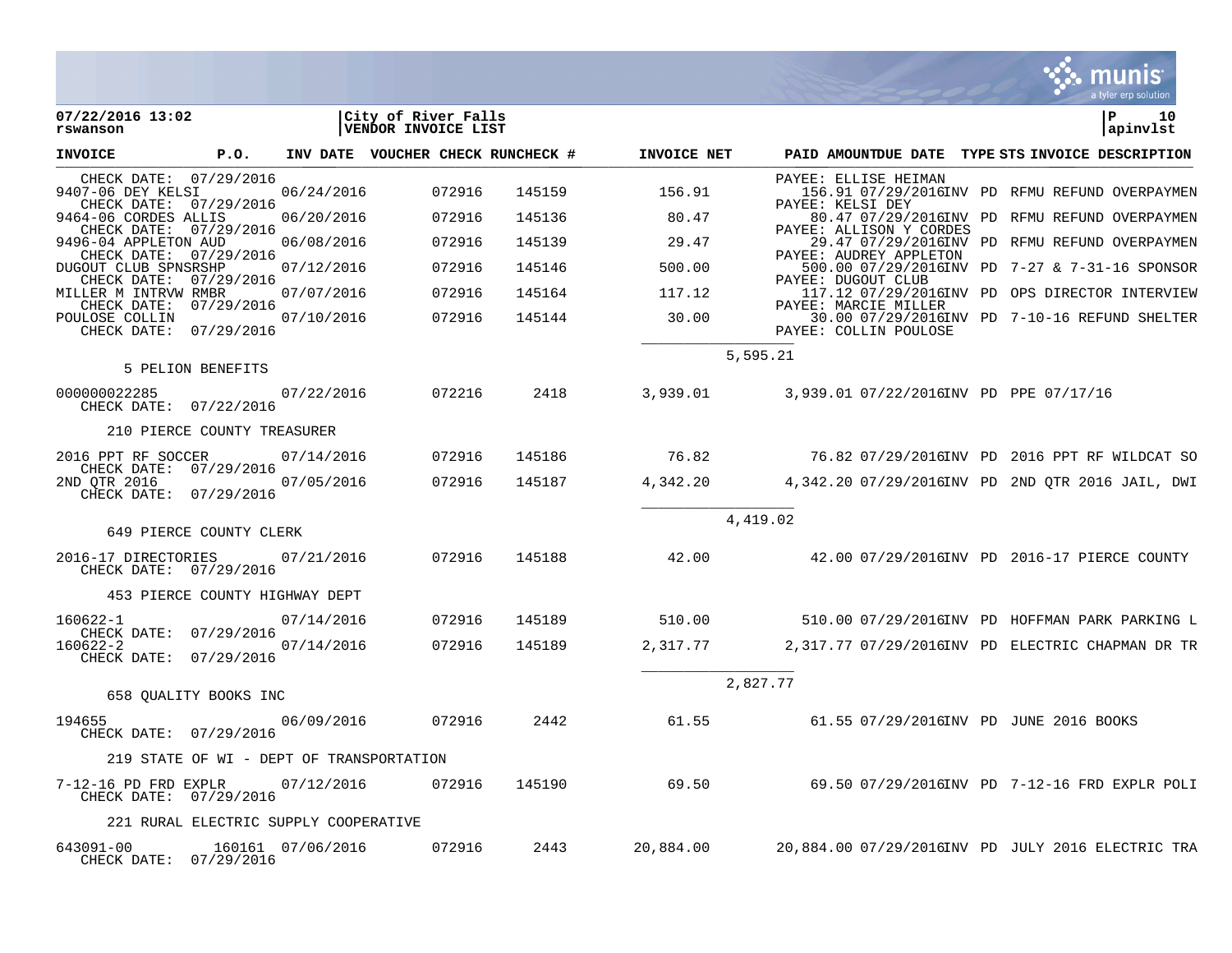**07/22/2016 13:02**
**rswanson**

**City of River Falls**
**VENDOR INVOICE LIST**

**apinvlst**

| INVOICE | P.O. | INV DATE | VOUCHER | CHECK RUN | CHECK # | INVOICE NET | PAID AMOUNT | DUE DATE | TYPE | STS | INVOICE DESCRIPTION |
|---|---|---|---|---|---|---|---|---|---|---|---|
| CHECK DATE: 07/29/2016 | | | | | | | PAYEE: ELLISE HEIMAN | | | | |
| 9407-06 DEY KELSI | | 06/24/2016 | | 072916 | 145159 | 156.91 | 156.91 | 07/29/2016 | INV | PD | RFMU REFUND OVERPAYMEN |
| CHECK DATE: 07/29/2016 | | | | | | | PAYEE: KELSI DEY | | | | |
| 9464-06 CORDES ALLIS | | 06/20/2016 | | 072916 | 145136 | 80.47 | 80.47 | 07/29/2016 | INV | PD | RFMU REFUND OVERPAYMEN |
| CHECK DATE: 07/29/2016 | | | | | | | PAYEE: ALLISON Y CORDES | | | | |
| 9496-04 APPLETON AUD | | 06/08/2016 | | 072916 | 145139 | 29.47 | 29.47 | 07/29/2016 | INV | PD | RFMU REFUND OVERPAYMEN |
| CHECK DATE: 07/29/2016 | | | | | | | PAYEE: AUDREY APPLETON | | | | |
| DUGOUT CLUB SPNSRSHP | | 07/12/2016 | | 072916 | 145146 | 500.00 | 500.00 | 07/29/2016 | INV | PD | 7-27 & 7-31-16 SPONSOR |
| CHECK DATE: 07/29/2016 | | | | | | | PAYEE: DUGOUT CLUB | | | | |
| MILLER M INTRVW RMBR | | 07/07/2016 | | 072916 | 145164 | 117.12 | 117.12 | 07/29/2016 | INV | PD | OPS DIRECTOR INTERVIEW |
| CHECK DATE: 07/29/2016 | | | | | | | PAYEE: MARCIE MILLER | | | | |
| POULOSE COLLIN | | 07/10/2016 | | 072916 | 145144 | 30.00 | 30.00 | 07/29/2016 | INV | PD | 7-10-16 REFUND SHELTER |
| CHECK DATE: 07/29/2016 | | | | | | | PAYEE: COLLIN POULOSE | | | | |
| | | | | | | 5,595.21 | | | | | |
| **5 PELION BENEFITS** | | | | | | | | | | | |
| 000000022285 | | 07/22/2016 | | 072216 | 2418 | 3,939.01 | 3,939.01 | 07/22/2016 | INV | PD | PPE 07/17/16 |
| CHECK DATE: 07/22/2016 | | | | | | | | | | | |
| **210 PIERCE COUNTY TREASURER** | | | | | | | | | | | |
| 2016 PPT RF SOCCER | | 07/14/2016 | | 072916 | 145186 | 76.82 | 76.82 | 07/29/2016 | INV | PD | 2016 PPT RF WILDCAT SO |
| CHECK DATE: 07/29/2016 | | | | | | | | | | | |
| 2ND QTR 2016 | | 07/05/2016 | | 072916 | 145187 | 4,342.20 | 4,342.20 | 07/29/2016 | INV | PD | 2ND QTR 2016 JAIL, DWI |
| CHECK DATE: 07/29/2016 | | | | | | | | | | | |
| | | | | | | 4,419.02 | | | | | |
| **649 PIERCE COUNTY CLERK** | | | | | | | | | | | |
| 2016-17 DIRECTORIES | | 07/21/2016 | | 072916 | 145188 | 42.00 | 42.00 | 07/29/2016 | INV | PD | 2016-17 PIERCE COUNTY |
| CHECK DATE: 07/29/2016 | | | | | | | | | | | |
| **453 PIERCE COUNTY HIGHWAY DEPT** | | | | | | | | | | | |
| 160622-1 | | 07/14/2016 | | 072916 | 145189 | 510.00 | 510.00 | 07/29/2016 | INV | PD | HOFFMAN PARK PARKING L |
| CHECK DATE: 07/29/2016 | | | | | | | | | | | |
| 160622-2 | | 07/14/2016 | | 072916 | 145189 | 2,317.77 | 2,317.77 | 07/29/2016 | INV | PD | ELECTRIC CHAPMAN DR TR |
| CHECK DATE: 07/29/2016 | | | | | | | | | | | |
| | | | | | | 2,827.77 | | | | | |
| **658 QUALITY BOOKS INC** | | | | | | | | | | | |
| 194655 | | 06/09/2016 | | 072916 | 2442 | 61.55 | 61.55 | 07/29/2016 | INV | PD | JUNE 2016 BOOKS |
| CHECK DATE: 07/29/2016 | | | | | | | | | | | |
| **219 STATE OF WI - DEPT OF TRANSPORTATION** | | | | | | | | | | | |
| 7-12-16 PD FRD EXPLR | | 07/12/2016 | | 072916 | 145190 | 69.50 | 69.50 | 07/29/2016 | INV | PD | 7-12-16 FRD EXPLR POLI |
| CHECK DATE: 07/29/2016 | | | | | | | | | | | |
| **221 RURAL ELECTRIC SUPPLY COOPERATIVE** | | | | | | | | | | | |
| 643091-00 | 160161 | 07/06/2016 | | 072916 | 2443 | 20,884.00 | 20,884.00 | 07/29/2016 | INV | PD | JULY 2016 ELECTRIC TRA |
| CHECK DATE: 07/29/2016 | | | | | | | | | | | |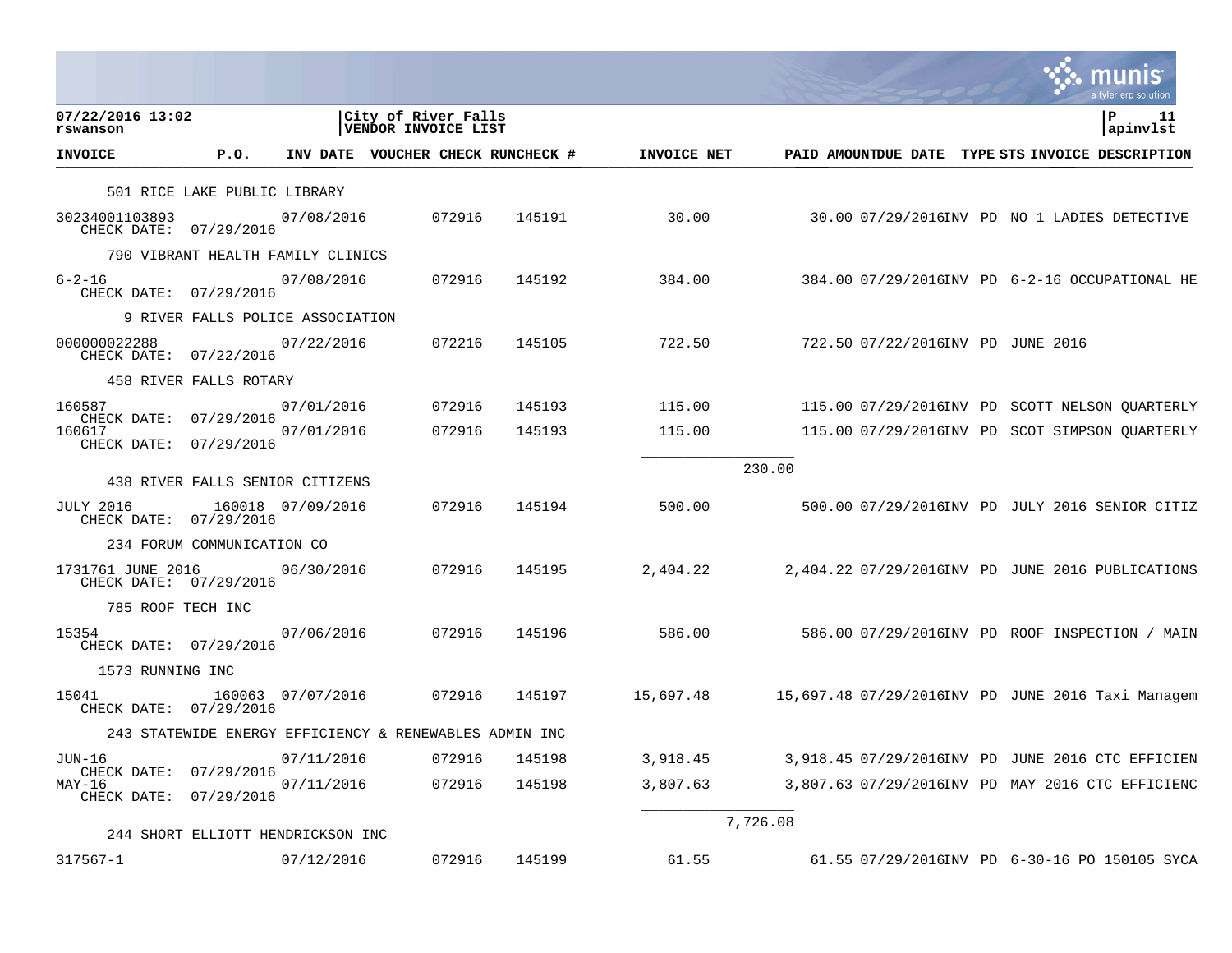07/22/2016 13:02
rswanson

City of River Falls
VENDOR INVOICE LIST

P 11
apinvlst

| INVOICE | P.O. | INV DATE | VOUCHER | CHECK RUN | CHECK # | INVOICE NET | PAID AMOUNT | DUE DATE | TYPE | STS | INVOICE DESCRIPTION |
|---|---|---|---|---|---|---|---|---|---|---|---|
| **501 RICE LAKE PUBLIC LIBRARY** | | | | | | | | | | | |
| 30234001103893 CHECK DATE: 07/29/2016 | | 07/08/2016 | | 072916 | 145191 | 30.00 | 30.00 | 07/29/2016 | INV | PD | NO 1 LADIES DETECTIVE |
| **790 VIBRANT HEALTH FAMILY CLINICS** | | | | | | | | | | | |
| 6-2-16 CHECK DATE: 07/29/2016 | | 07/08/2016 | | 072916 | 145192 | 384.00 | 384.00 | 07/29/2016 | INV | PD | 6-2-16 OCCUPATIONAL HE |
| **9 RIVER FALLS POLICE ASSOCIATION** | | | | | | | | | | | |
| 000000022288 CHECK DATE: 07/22/2016 | | 07/22/2016 | | 072216 | 145105 | 722.50 | 722.50 | 07/22/2016 | INV | PD | JUNE 2016 |
| **458 RIVER FALLS ROTARY** | | | | | | | | | | | |
| 160587 CHECK DATE: 07/29/2016 | | 07/01/2016 | | 072916 | 145193 | 115.00 | 115.00 | 07/29/2016 | INV | PD | SCOTT NELSON QUARTERLY |
| 160617 CHECK DATE: 07/29/2016 | | 07/01/2016 | | 072916 | 145193 | 115.00 | 115.00 | 07/29/2016 | INV | PD | SCOT SIMPSON QUARTERLY |
| | | | | | | 230.00 | | | | | |
| **438 RIVER FALLS SENIOR CITIZENS** | | | | | | | | | | | |
| JULY 2016 CHECK DATE: 07/29/2016 | 160018 | 07/09/2016 | | 072916 | 145194 | 500.00 | 500.00 | 07/29/2016 | INV | PD | JULY 2016 SENIOR CITIZ |
| **234 FORUM COMMUNICATION CO** | | | | | | | | | | | |
| 1731761 JUNE 2016 CHECK DATE: 07/29/2016 | | 06/30/2016 | | 072916 | 145195 | 2,404.22 | 2,404.22 | 07/29/2016 | INV | PD | JUNE 2016 PUBLICATIONS |
| **785 ROOF TECH INC** | | | | | | | | | | | |
| 15354 CHECK DATE: 07/29/2016 | | 07/06/2016 | | 072916 | 145196 | 586.00 | 586.00 | 07/29/2016 | INV | PD | ROOF INSPECTION / MAIN |
| **1573 RUNNING INC** | | | | | | | | | | | |
| 15041 CHECK DATE: 07/29/2016 | 160063 | 07/07/2016 | | 072916 | 145197 | 15,697.48 | 15,697.48 | 07/29/2016 | INV | PD | JUNE 2016 Taxi Managem |
| **243 STATEWIDE ENERGY EFFICIENCY & RENEWABLES ADMIN INC** | | | | | | | | | | | |
| JUN-16 CHECK DATE: 07/29/2016 | | 07/11/2016 | | 072916 | 145198 | 3,918.45 | 3,918.45 | 07/29/2016 | INV | PD | JUNE 2016 CTC EFFICIEN |
| MAY-16 CHECK DATE: 07/29/2016 | | 07/11/2016 | | 072916 | 145198 | 3,807.63 | 3,807.63 | 07/29/2016 | INV | PD | MAY 2016 CTC EFFICIENC |
| | | | | | | 7,726.08 | | | | | |
| **244 SHORT ELLIOTT HENDRICKSON INC** | | | | | | | | | | | |
| 317567-1 | | 07/12/2016 | | 072916 | 145199 | 61.55 | 61.55 | 07/29/2016 | INV | PD | 6-30-16 PO 150105 SYCA |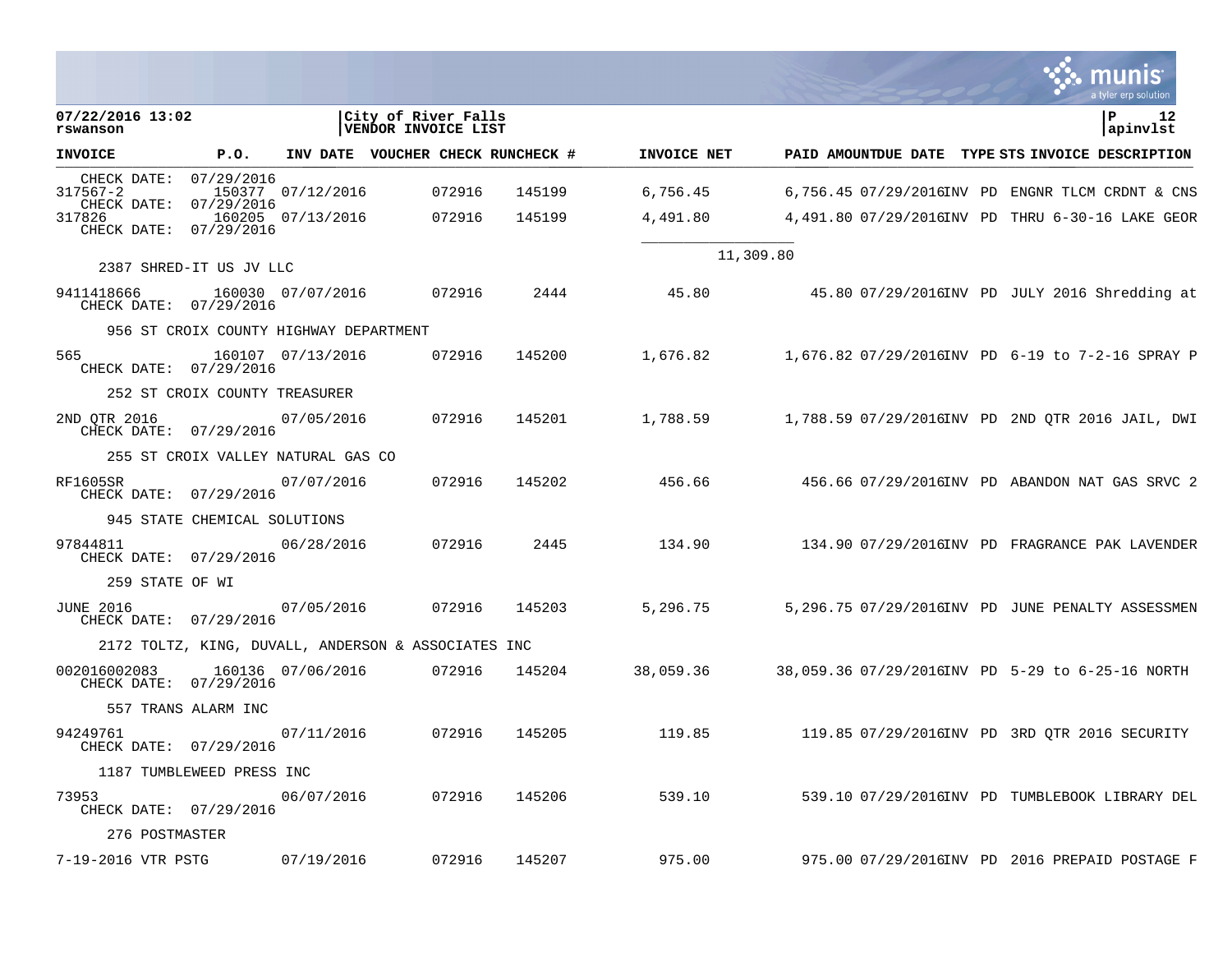07/22/2016 13:02
rswanson

City of River Falls
VENDOR INVOICE LIST

P 12
apinvlst

| INVOICE | P.O. | INV DATE | VOUCHER | CHECK RUN | CHECK # | INVOICE NET | PAID AMOUNT | DUE DATE | TYPE | STS | INVOICE DESCRIPTION |
|---|---|---|---|---|---|---|---|---|---|---|---|
| CHECK DATE: 07/29/2016 | | | | | | | | | | | |
| 317567-2 | 150377 | 07/12/2016 | | 072916 | 145199 | 6,756.45 | 6,756.45 | 07/29/2016 | INV | PD | ENGNR TLCM CRDNT & CNS |
| CHECK DATE: 07/29/2016 | | | | | | | | | | | |
| 317826 | 160205 | 07/13/2016 | | 072916 | 145199 | 4,491.80 | 4,491.80 | 07/29/2016 | INV | PD | THRU 6-30-16 LAKE GEOR |
| CHECK DATE: 07/29/2016 | | | | | | | | | | | |
| | | | | | | | 11,309.80 | | | | |
| 2387 SHRED-IT US JV LLC | | | | | | | | | | | |
| 9411418666 | 160030 | 07/07/2016 | | 072916 | 2444 | 45.80 | 45.80 | 07/29/2016 | INV | PD | JULY 2016 Shredding at |
| CHECK DATE: 07/29/2016 | | | | | | | | | | | |
| 956 ST CROIX COUNTY HIGHWAY DEPARTMENT | | | | | | | | | | | |
| 565 | 160107 | 07/13/2016 | | 072916 | 145200 | 1,676.82 | 1,676.82 | 07/29/2016 | INV | PD | 6-19 to 7-2-16 SPRAY P |
| CHECK DATE: 07/29/2016 | | | | | | | | | | | |
| 252 ST CROIX COUNTY TREASURER | | | | | | | | | | | |
| 2ND QTR 2016 | | 07/05/2016 | | 072916 | 145201 | 1,788.59 | 1,788.59 | 07/29/2016 | INV | PD | 2ND QTR 2016 JAIL, DWI |
| CHECK DATE: 07/29/2016 | | | | | | | | | | | |
| 255 ST CROIX VALLEY NATURAL GAS CO | | | | | | | | | | | |
| RF1605SR | | 07/07/2016 | | 072916 | 145202 | 456.66 | 456.66 | 07/29/2016 | INV | PD | ABANDON NAT GAS SRVC 2 |
| CHECK DATE: 07/29/2016 | | | | | | | | | | | |
| 945 STATE CHEMICAL SOLUTIONS | | | | | | | | | | | |
| 97844811 | | 06/28/2016 | | 072916 | 2445 | 134.90 | 134.90 | 07/29/2016 | INV | PD | FRAGRANCE PAK LAVENDER |
| CHECK DATE: 07/29/2016 | | | | | | | | | | | |
| 259 STATE OF WI | | | | | | | | | | | |
| JUNE 2016 | | 07/05/2016 | | 072916 | 145203 | 5,296.75 | 5,296.75 | 07/29/2016 | INV | PD | JUNE PENALTY ASSESSMEN |
| CHECK DATE: 07/29/2016 | | | | | | | | | | | |
| 2172 TOLTZ, KING, DUVALL, ANDERSON & ASSOCIATES INC | | | | | | | | | | | |
| 002016002083 | 160136 | 07/06/2016 | | 072916 | 145204 | 38,059.36 | 38,059.36 | 07/29/2016 | INV | PD | 5-29 to 6-25-16 NORTH |
| CHECK DATE: 07/29/2016 | | | | | | | | | | | |
| 557 TRANS ALARM INC | | | | | | | | | | | |
| 94249761 | | 07/11/2016 | | 072916 | 145205 | 119.85 | 119.85 | 07/29/2016 | INV | PD | 3RD QTR 2016 SECURITY |
| CHECK DATE: 07/29/2016 | | | | | | | | | | | |
| 1187 TUMBLEWEED PRESS INC | | | | | | | | | | | |
| 73953 | | 06/07/2016 | | 072916 | 145206 | 539.10 | 539.10 | 07/29/2016 | INV | PD | TUMBLEBOOK LIBRARY DEL |
| CHECK DATE: 07/29/2016 | | | | | | | | | | | |
| 276 POSTMASTER | | | | | | | | | | | |
| 7-19-2016 VTR PSTG | | 07/19/2016 | | 072916 | 145207 | 975.00 | 975.00 | 07/29/2016 | INV | PD | 2016 PREPAID POSTAGE F |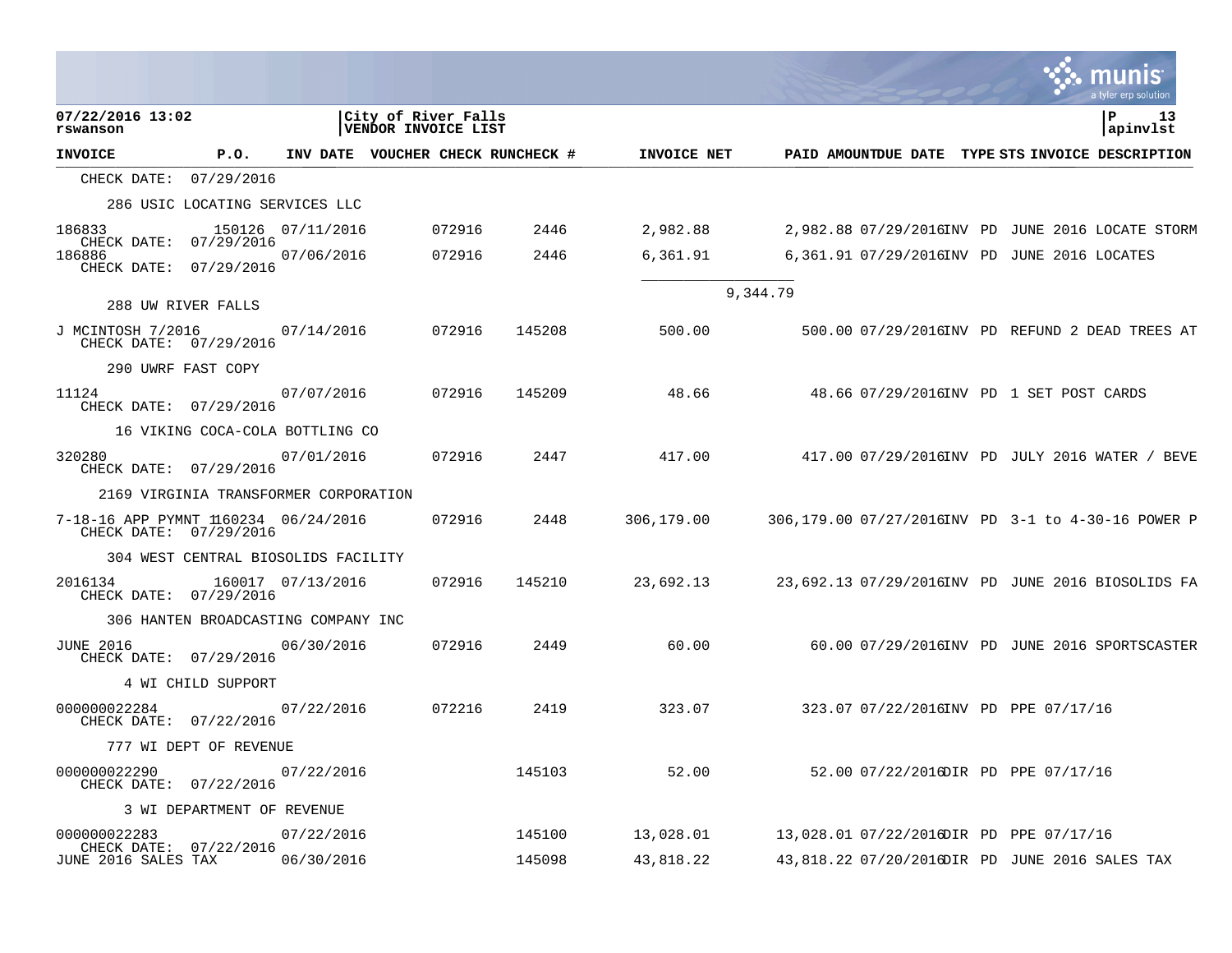07/22/2016 13:02 | City of River Falls | P 13
rswanson | VENDOR INVOICE LIST | apinvlst

| INVOICE | P.O. | INV DATE | VOUCHER | CHECK RUN | CHECK # | INVOICE NET | PAID AMOUNT | DUE DATE | TYPE | STS | INVOICE DESCRIPTION |
|---|---|---|---|---|---|---|---|---|---|---|---|
| CHECK DATE: 07/29/2016 | | | | | | | | | | | |
| 286 USIC LOCATING SERVICES LLC | | | | | | | | | | | |
| 186833 | 150126 | 07/11/2016 | | 072916 | 2446 | 2,982.88 | 2,982.88 | 07/29/2016 | INV | PD | JUNE 2016 LOCATE STORM |
| CHECK DATE: 07/29/2016 | | | | | | | | | | | |
| 186886 | | 07/06/2016 | | 072916 | 2446 | 6,361.91 | 6,361.91 | 07/29/2016 | INV | PD | JUNE 2016 LOCATES |
| CHECK DATE: 07/29/2016 | | | | | | | | | | | |
| | | | | | | | 9,344.79 | | | | |
| 288 UW RIVER FALLS | | | | | | | | | | | |
| J MCINTOSH 7/2016 | | 07/14/2016 | | 072916 | 145208 | 500.00 | 500.00 | 07/29/2016 | INV | PD | REFUND 2 DEAD TREES AT |
| CHECK DATE: 07/29/2016 | | | | | | | | | | | |
| 290 UWRF FAST COPY | | | | | | | | | | | |
| 11124 | | 07/07/2016 | | 072916 | 145209 | 48.66 | 48.66 | 07/29/2016 | INV | PD | 1 SET POST CARDS |
| CHECK DATE: 07/29/2016 | | | | | | | | | | | |
| 16 VIKING COCA-COLA BOTTLING CO | | | | | | | | | | | |
| 320280 | | 07/01/2016 | | 072916 | 2447 | 417.00 | 417.00 | 07/29/2016 | INV | PD | JULY 2016 WATER / BEVE |
| CHECK DATE: 07/29/2016 | | | | | | | | | | | |
| 2169 VIRGINIA TRANSFORMER CORPORATION | | | | | | | | | | | |
| 7-18-16 APP PYMNT 1 | 160234 | 06/24/2016 | | 072916 | 2448 | 306,179.00 | 306,179.00 | 07/27/2016 | INV | PD | 3-1 to 4-30-16 POWER P |
| CHECK DATE: 07/29/2016 | | | | | | | | | | | |
| 304 WEST CENTRAL BIOSOLIDS FACILITY | | | | | | | | | | | |
| 2016134 | 160017 | 07/13/2016 | | 072916 | 145210 | 23,692.13 | 23,692.13 | 07/29/2016 | INV | PD | JUNE 2016 BIOSOLIDS FA |
| CHECK DATE: 07/29/2016 | | | | | | | | | | | |
| 306 HANTEN BROADCASTING COMPANY INC | | | | | | | | | | | |
| JUNE 2016 | | 06/30/2016 | | 072916 | 2449 | 60.00 | 60.00 | 07/29/2016 | INV | PD | JUNE 2016 SPORTSCASTER |
| CHECK DATE: 07/29/2016 | | | | | | | | | | | |
| 4 WI CHILD SUPPORT | | | | | | | | | | | |
| 000000022284 | | 07/22/2016 | | 072216 | 2419 | 323.07 | 323.07 | 07/22/2016 | INV | PD | PPE 07/17/16 |
| CHECK DATE: 07/22/2016 | | | | | | | | | | | |
| 777 WI DEPT OF REVENUE | | | | | | | | | | | |
| 000000022290 | | 07/22/2016 | | | 145103 | 52.00 | 52.00 | 07/22/2016 | DIR | PD | PPE 07/17/16 |
| CHECK DATE: 07/22/2016 | | | | | | | | | | | |
| 3 WI DEPARTMENT OF REVENUE | | | | | | | | | | | |
| 000000022283 | | 07/22/2016 | | | 145100 | 13,028.01 | 13,028.01 | 07/22/2016 | DIR | PD | PPE 07/17/16 |
| CHECK DATE: 07/22/2016 | | | | | | | | | | | |
| JUNE 2016 SALES TAX | | 06/30/2016 | | | 145098 | 43,818.22 | 43,818.22 | 07/20/2016 | DIR | PD | JUNE 2016 SALES TAX |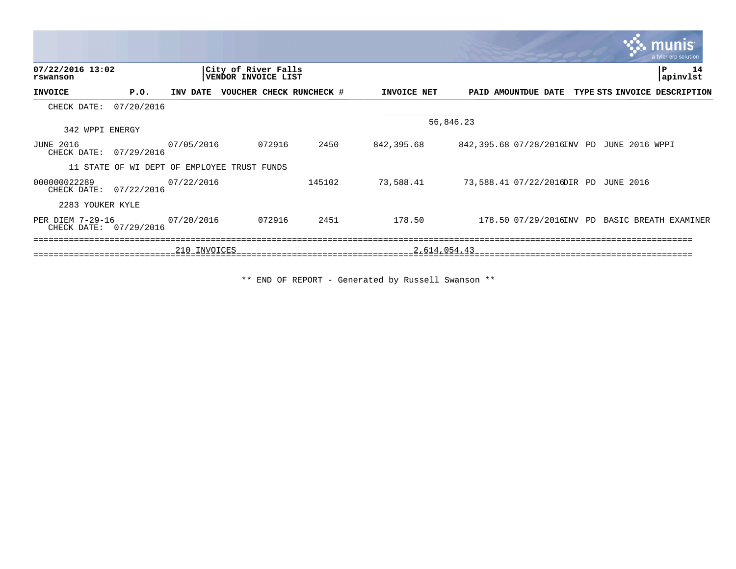| INVOICE | P.O. | INV DATE | VOUCHER | CHECK RUN | CHECK # | INVOICE NET | PAID AMOUNT | DUE DATE | TYPE | STS | INVOICE DESCRIPTION |
|---|---|---|---|---|---|---|---|---|---|---|---|
| CHECK DATE: 07/20/2016 | | | | | | | | | | | |
| | | | | | | 56,846.23 | | | | | |
| **342 WPPI ENERGY** | | | | | | | | | | | |
| JUNE 2016<br>CHECK DATE: 07/29/2016 | | 07/05/2016 | | 072916 | 2450 | 842,395.68 | 842,395.68 | 07/28/2016 | INV | PD | JUNE 2016 WPPI |
| **11 STATE OF WI DEPT OF EMPLOYEE TRUST FUNDS** | | | | | | | | | | | |
| 000000022289<br>CHECK DATE: 07/22/2016 | | 07/22/2016 | | | 145102 | 73,588.41 | 73,588.41 | 07/22/2016 | DIR | PD | JUNE 2016 |
| **2283 YOUKER KYLE** | | | | | | | | | | | |
| PER DIEM 7-29-16<br>CHECK DATE: 07/29/2016 | | 07/20/2016 | | 072916 | 2451 | 178.50 | 178.50 | 07/29/2016 | INV | PD | BASIC BREATH EXAMINER |
| | | 210 INVOICES | | | | 2,614,054.43 | | | | | |

** END OF REPORT - Generated by Russell Swanson **